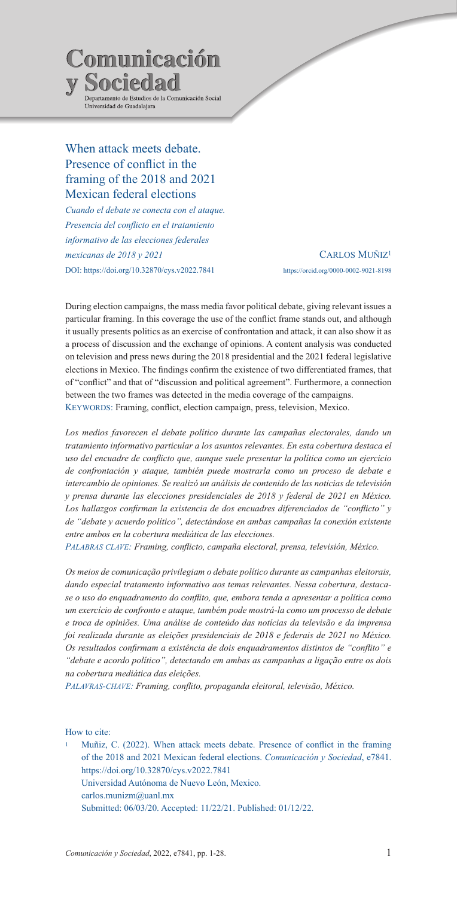**Comunicación y Sociedad**

Departamento de Estudios de la Comunicación Social
Universidad de Guadalajara

# When attack meets debate. Presence of conflict in the framing of the 2018 and 2021 Mexican federal elections

*Cuando el debate se conecta con el ataque. Presencia del conflicto en el tratamiento informativo de las elecciones federales mexicanas de 2018 y 2021*

DOI: https://doi.org/10.32870/cys.v2022.7841

CARLOS MUÑIZ[1]
https://orcid.org/0000-0002-9021-8198

During election campaigns, the mass media favor political debate, giving relevant issues a particular framing. In this coverage the use of the conflict frame stands out, and although it usually presents politics as an exercise of confrontation and attack, it can also show it as a process of discussion and the exchange of opinions. A content analysis was conducted on television and press news during the 2018 presidential and the 2021 federal legislative elections in Mexico. The findings confirm the existence of two differentiated frames, that of "conflict" and that of "discussion and political agreement". Furthermore, a connection between the two frames was detected in the media coverage of the campaigns.

KEYWORDS: Framing, conflict, election campaign, press, television, Mexico.

*Los medios favorecen el debate político durante las campañas electorales, dando un tratamiento informativo particular a los asuntos relevantes. En esta cobertura destaca el uso del encuadre de conflicto que, aunque suele presentar la política como un ejercicio de confrontación y ataque, también puede mostrarla como un proceso de debate e intercambio de opiniones. Se realizó un análisis de contenido de las noticias de televisión y prensa durante las elecciones presidenciales de 2018 y federal de 2021 en México. Los hallazgos confirman la existencia de dos encuadres diferenciados de "conflicto" y de "debate y acuerdo político", detectándose en ambas campañas la conexión existente entre ambos en la cobertura mediática de las elecciones.*

*PALABRAS CLAVE: Framing, conflicto, campaña electoral, prensa, televisión, México.*

*Os meios de comunicação privilegiam o debate político durante as campanhas eleitorais, dando especial tratamento informativo aos temas relevantes. Nessa cobertura, destaca-se o uso do enquadramento do conflito, que, embora tenda a apresentar a política como um exercício de confronto e ataque, também pode mostrá-la como um processo de debate e troca de opiniões. Uma análise de conteúdo das notícias da televisão e da imprensa foi realizada durante as eleições presidenciais de 2018 e federais de 2021 no México. Os resultados confirmam a existência de dois enquadramentos distintos de "conflito" e "debate e acordo político", detectando em ambas as campanhas a ligação entre os dois na cobertura mediática das eleições.*

*PALAVRAS-CHAVE: Framing, conflito, propaganda eleitoral, televisão, México.*

How to cite:

[1] Muñiz, C. (2022). When attack meets debate. Presence of conflict in the framing of the 2018 and 2021 Mexican federal elections. *Comunicación y Sociedad*, e7841. https://doi.org/10.32870/cys.v2022.7841
Universidad Autónoma de Nuevo León, Mexico.
carlos.munizm@uanl.mx
Submitted: 06/03/20. Accepted: 11/22/21. Published: 01/12/22.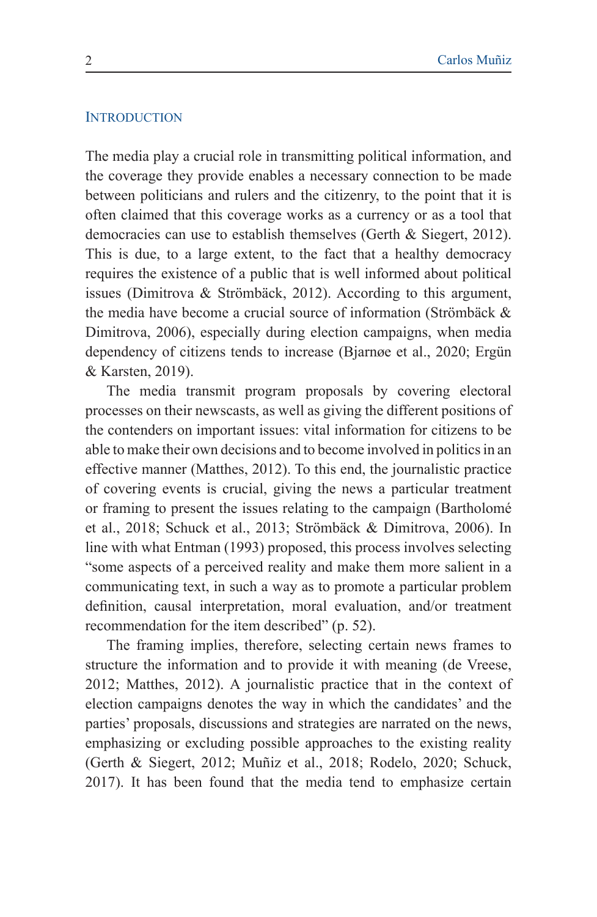## Introduction

The media play a crucial role in transmitting political information, and the coverage they provide enables a necessary connection to be made between politicians and rulers and the citizenry, to the point that it is often claimed that this coverage works as a currency or as a tool that democracies can use to establish themselves (Gerth & Siegert, 2012). This is due, to a large extent, to the fact that a healthy democracy requires the existence of a public that is well informed about political issues (Dimitrova & Strömbäck, 2012). According to this argument, the media have become a crucial source of information (Strömbäck & Dimitrova, 2006), especially during election campaigns, when media dependency of citizens tends to increase (Bjarnøe et al., 2020; Ergün & Karsten, 2019).

The media transmit program proposals by covering electoral processes on their newscasts, as well as giving the different positions of the contenders on important issues: vital information for citizens to be able to make their own decisions and to become involved in politics in an effective manner (Matthes, 2012). To this end, the journalistic practice of covering events is crucial, giving the news a particular treatment or framing to present the issues relating to the campaign (Bartholomé et al., 2018; Schuck et al., 2013; Strömbäck & Dimitrova, 2006). In line with what Entman (1993) proposed, this process involves selecting "some aspects of a perceived reality and make them more salient in a communicating text, in such a way as to promote a particular problem definition, causal interpretation, moral evaluation, and/or treatment recommendation for the item described" (p. 52).

The framing implies, therefore, selecting certain news frames to structure the information and to provide it with meaning (de Vreese, 2012; Matthes, 2012). A journalistic practice that in the context of election campaigns denotes the way in which the candidates' and the parties' proposals, discussions and strategies are narrated on the news, emphasizing or excluding possible approaches to the existing reality (Gerth & Siegert, 2012; Muñiz et al., 2018; Rodelo, 2020; Schuck, 2017). It has been found that the media tend to emphasize certain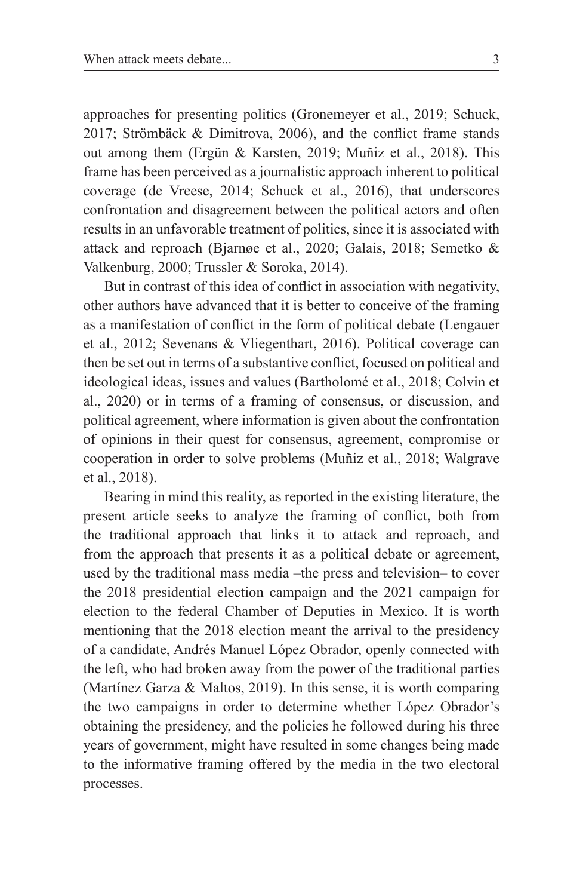approaches for presenting politics (Gronemeyer et al., 2019; Schuck, 2017; Strömbäck & Dimitrova, 2006), and the conflict frame stands out among them (Ergün & Karsten, 2019; Muñiz et al., 2018). This frame has been perceived as a journalistic approach inherent to political coverage (de Vreese, 2014; Schuck et al., 2016), that underscores confrontation and disagreement between the political actors and often results in an unfavorable treatment of politics, since it is associated with attack and reproach (Bjarnøe et al., 2020; Galais, 2018; Semetko & Valkenburg, 2000; Trussler & Soroka, 2014).

But in contrast of this idea of conflict in association with negativity, other authors have advanced that it is better to conceive of the framing as a manifestation of conflict in the form of political debate (Lengauer et al., 2012; Sevenans & Vliegenthart, 2016). Political coverage can then be set out in terms of a substantive conflict, focused on political and ideological ideas, issues and values (Bartholomé et al., 2018; Colvin et al., 2020) or in terms of a framing of consensus, or discussion, and political agreement, where information is given about the confrontation of opinions in their quest for consensus, agreement, compromise or cooperation in order to solve problems (Muñiz et al., 2018; Walgrave et al., 2018).

Bearing in mind this reality, as reported in the existing literature, the present article seeks to analyze the framing of conflict, both from the traditional approach that links it to attack and reproach, and from the approach that presents it as a political debate or agreement, used by the traditional mass media –the press and television– to cover the 2018 presidential election campaign and the 2021 campaign for election to the federal Chamber of Deputies in Mexico. It is worth mentioning that the 2018 election meant the arrival to the presidency of a candidate, Andrés Manuel López Obrador, openly connected with the left, who had broken away from the power of the traditional parties (Martínez Garza & Maltos, 2019). In this sense, it is worth comparing the two campaigns in order to determine whether López Obrador's obtaining the presidency, and the policies he followed during his three years of government, might have resulted in some changes being made to the informative framing offered by the media in the two electoral processes.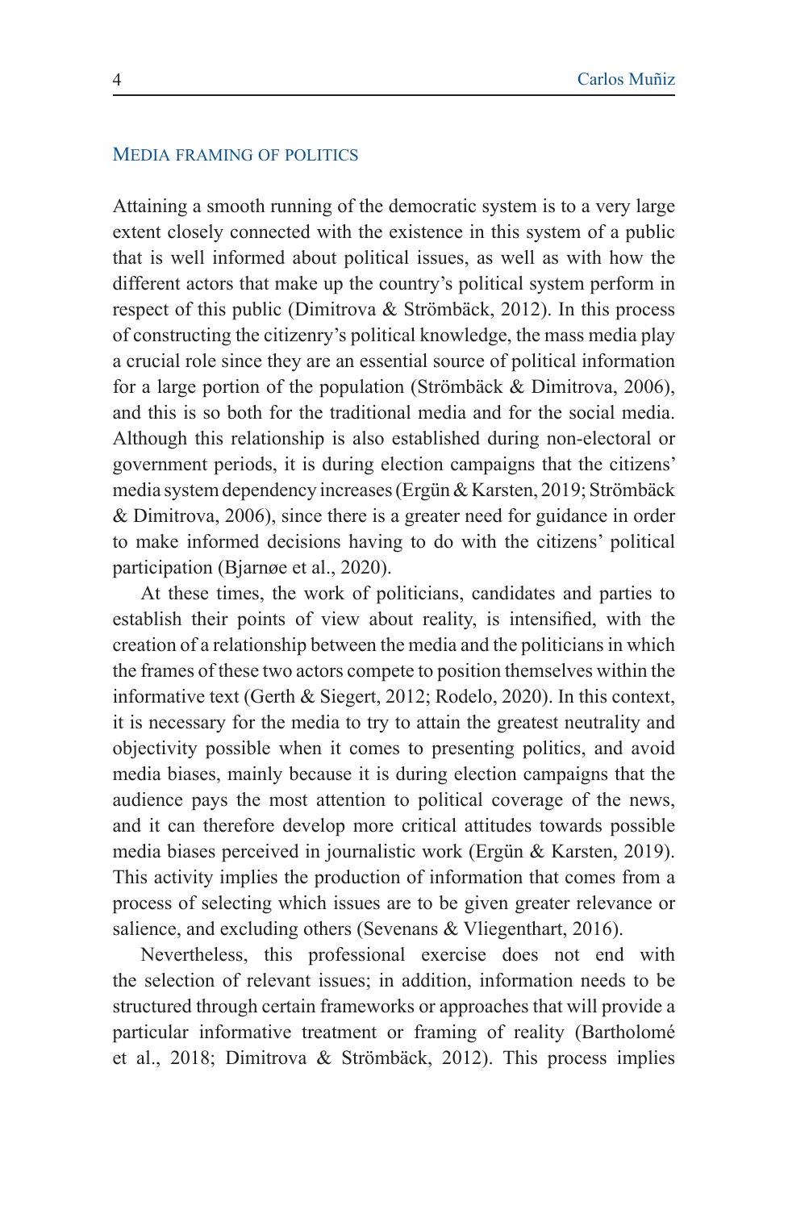## Media framing of politics

Attaining a smooth running of the democratic system is to a very large extent closely connected with the existence in this system of a public that is well informed about political issues, as well as with how the different actors that make up the country's political system perform in respect of this public (Dimitrova & Strömbäck, 2012). In this process of constructing the citizenry's political knowledge, the mass media play a crucial role since they are an essential source of political information for a large portion of the population (Strömbäck & Dimitrova, 2006), and this is so both for the traditional media and for the social media. Although this relationship is also established during non-electoral or government periods, it is during election campaigns that the citizens' media system dependency increases (Ergün & Karsten, 2019; Strömbäck & Dimitrova, 2006), since there is a greater need for guidance in order to make informed decisions having to do with the citizens' political participation (Bjarnøe et al., 2020).

At these times, the work of politicians, candidates and parties to establish their points of view about reality, is intensified, with the creation of a relationship between the media and the politicians in which the frames of these two actors compete to position themselves within the informative text (Gerth & Siegert, 2012; Rodelo, 2020). In this context, it is necessary for the media to try to attain the greatest neutrality and objectivity possible when it comes to presenting politics, and avoid media biases, mainly because it is during election campaigns that the audience pays the most attention to political coverage of the news, and it can therefore develop more critical attitudes towards possible media biases perceived in journalistic work (Ergün & Karsten, 2019). This activity implies the production of information that comes from a process of selecting which issues are to be given greater relevance or salience, and excluding others (Sevenans & Vliegenthart, 2016).

Nevertheless, this professional exercise does not end with the selection of relevant issues; in addition, information needs to be structured through certain frameworks or approaches that will provide a particular informative treatment or framing of reality (Bartholomé et al., 2018; Dimitrova & Strömbäck, 2012). This process implies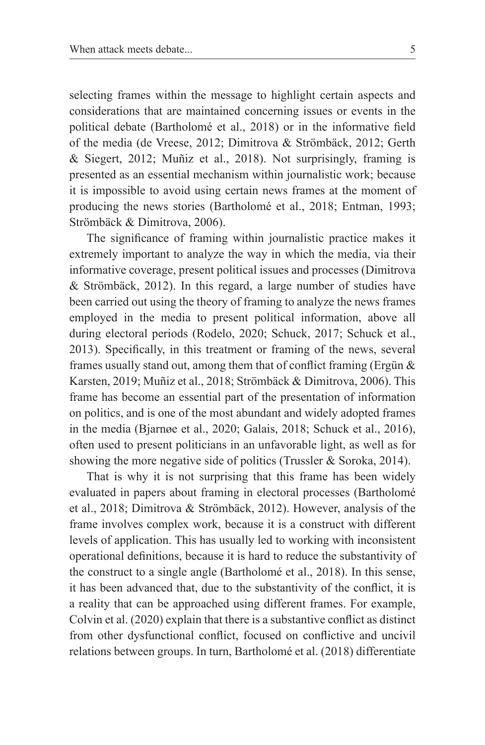selecting frames within the message to highlight certain aspects and considerations that are maintained concerning issues or events in the political debate (Bartholomé et al., 2018) or in the informative field of the media (de Vreese, 2012; Dimitrova & Strömbäck, 2012; Gerth & Siegert, 2012; Muñiz et al., 2018). Not surprisingly, framing is presented as an essential mechanism within journalistic work; because it is impossible to avoid using certain news frames at the moment of producing the news stories (Bartholomé et al., 2018; Entman, 1993; Strömbäck & Dimitrova, 2006).

The significance of framing within journalistic practice makes it extremely important to analyze the way in which the media, via their informative coverage, present political issues and processes (Dimitrova & Strömbäck, 2012). In this regard, a large number of studies have been carried out using the theory of framing to analyze the news frames employed in the media to present political information, above all during electoral periods (Rodelo, 2020; Schuck, 2017; Schuck et al., 2013). Specifically, in this treatment or framing of the news, several frames usually stand out, among them that of conflict framing (Ergün & Karsten, 2019; Muñiz et al., 2018; Strömbäck & Dimitrova, 2006). This frame has become an essential part of the presentation of information on politics, and is one of the most abundant and widely adopted frames in the media (Bjarnøe et al., 2020; Galais, 2018; Schuck et al., 2016), often used to present politicians in an unfavorable light, as well as for showing the more negative side of politics (Trussler & Soroka, 2014).

That is why it is not surprising that this frame has been widely evaluated in papers about framing in electoral processes (Bartholomé et al., 2018; Dimitrova & Strömbäck, 2012). However, analysis of the frame involves complex work, because it is a construct with different levels of application. This has usually led to working with inconsistent operational definitions, because it is hard to reduce the substantivity of the construct to a single angle (Bartholomé et al., 2018). In this sense, it has been advanced that, due to the substantivity of the conflict, it is a reality that can be approached using different frames. For example, Colvin et al. (2020) explain that there is a substantive conflict as distinct from other dysfunctional conflict, focused on conflictive and uncivil relations between groups. In turn, Bartholomé et al. (2018) differentiate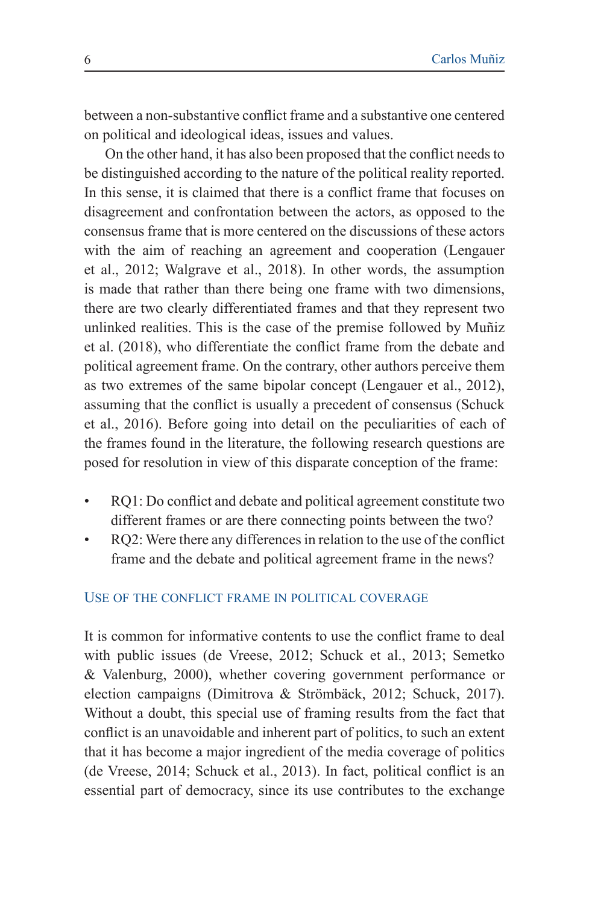between a non-substantive conflict frame and a substantive one centered on political and ideological ideas, issues and values.

On the other hand, it has also been proposed that the conflict needs to be distinguished according to the nature of the political reality reported. In this sense, it is claimed that there is a conflict frame that focuses on disagreement and confrontation between the actors, as opposed to the consensus frame that is more centered on the discussions of these actors with the aim of reaching an agreement and cooperation (Lengauer et al., 2012; Walgrave et al., 2018). In other words, the assumption is made that rather than there being one frame with two dimensions, there are two clearly differentiated frames and that they represent two unlinked realities. This is the case of the premise followed by Muñiz et al. (2018), who differentiate the conflict frame from the debate and political agreement frame. On the contrary, other authors perceive them as two extremes of the same bipolar concept (Lengauer et al., 2012), assuming that the conflict is usually a precedent of consensus (Schuck et al., 2016). Before going into detail on the peculiarities of each of the frames found in the literature, the following research questions are posed for resolution in view of this disparate conception of the frame:

- RQ1: Do conflict and debate and political agreement constitute two different frames or are there connecting points between the two?
- RQ2: Were there any differences in relation to the use of the conflict frame and the debate and political agreement frame in the news?

## Use of the conflict frame in political coverage

It is common for informative contents to use the conflict frame to deal with public issues (de Vreese, 2012; Schuck et al., 2013; Semetko & Valenburg, 2000), whether covering government performance or election campaigns (Dimitrova & Strömbäck, 2012; Schuck, 2017). Without a doubt, this special use of framing results from the fact that conflict is an unavoidable and inherent part of politics, to such an extent that it has become a major ingredient of the media coverage of politics (de Vreese, 2014; Schuck et al., 2013). In fact, political conflict is an essential part of democracy, since its use contributes to the exchange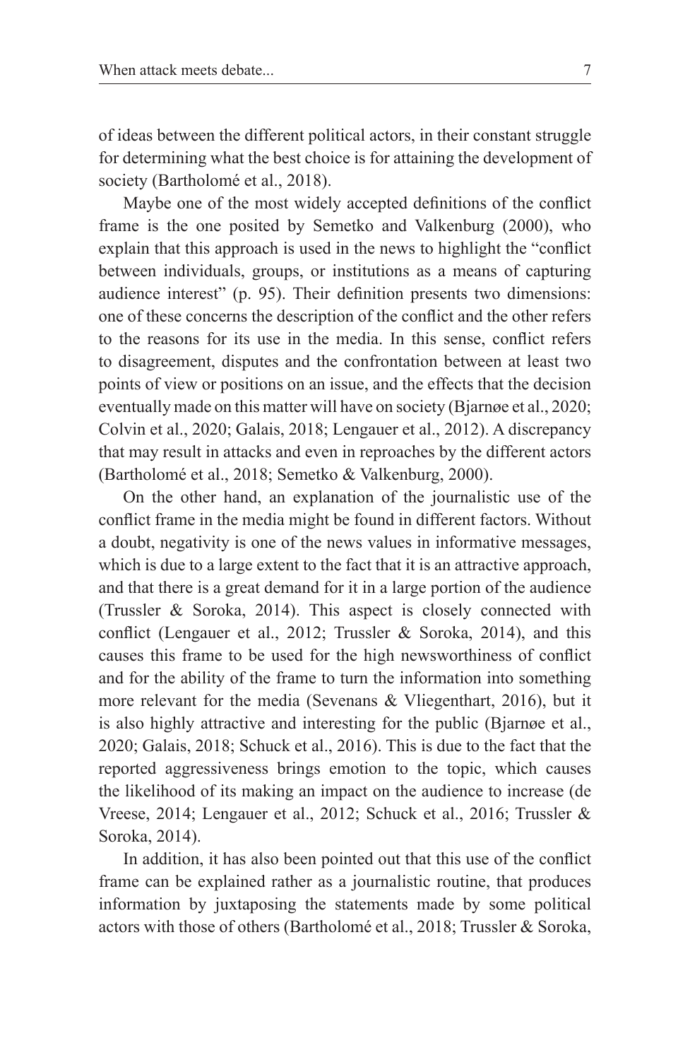of ideas between the different political actors, in their constant struggle for determining what the best choice is for attaining the development of society (Bartholomé et al., 2018).

Maybe one of the most widely accepted definitions of the conflict frame is the one posited by Semetko and Valkenburg (2000), who explain that this approach is used in the news to highlight the "conflict between individuals, groups, or institutions as a means of capturing audience interest" (p. 95). Their definition presents two dimensions: one of these concerns the description of the conflict and the other refers to the reasons for its use in the media. In this sense, conflict refers to disagreement, disputes and the confrontation between at least two points of view or positions on an issue, and the effects that the decision eventually made on this matter will have on society (Bjarnøe et al., 2020; Colvin et al., 2020; Galais, 2018; Lengauer et al., 2012). A discrepancy that may result in attacks and even in reproaches by the different actors (Bartholomé et al., 2018; Semetko & Valkenburg, 2000).

On the other hand, an explanation of the journalistic use of the conflict frame in the media might be found in different factors. Without a doubt, negativity is one of the news values in informative messages, which is due to a large extent to the fact that it is an attractive approach, and that there is a great demand for it in a large portion of the audience (Trussler & Soroka, 2014). This aspect is closely connected with conflict (Lengauer et al., 2012; Trussler & Soroka, 2014), and this causes this frame to be used for the high newsworthiness of conflict and for the ability of the frame to turn the information into something more relevant for the media (Sevenans & Vliegenthart, 2016), but it is also highly attractive and interesting for the public (Bjarnøe et al., 2020; Galais, 2018; Schuck et al., 2016). This is due to the fact that the reported aggressiveness brings emotion to the topic, which causes the likelihood of its making an impact on the audience to increase (de Vreese, 2014; Lengauer et al., 2012; Schuck et al., 2016; Trussler & Soroka, 2014).

In addition, it has also been pointed out that this use of the conflict frame can be explained rather as a journalistic routine, that produces information by juxtaposing the statements made by some political actors with those of others (Bartholomé et al., 2018; Trussler & Soroka,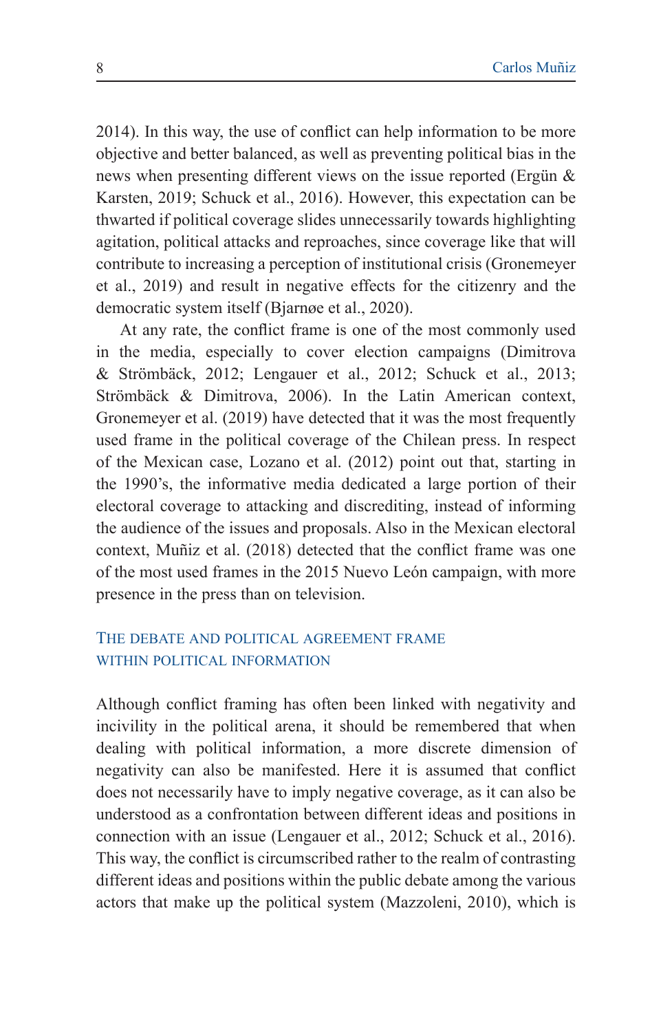2014). In this way, the use of conflict can help information to be more objective and better balanced, as well as preventing political bias in the news when presenting different views on the issue reported (Ergün & Karsten, 2019; Schuck et al., 2016). However, this expectation can be thwarted if political coverage slides unnecessarily towards highlighting agitation, political attacks and reproaches, since coverage like that will contribute to increasing a perception of institutional crisis (Gronemeyer et al., 2019) and result in negative effects for the citizenry and the democratic system itself (Bjarnøe et al., 2020).

At any rate, the conflict frame is one of the most commonly used in the media, especially to cover election campaigns (Dimitrova & Strömbäck, 2012; Lengauer et al., 2012; Schuck et al., 2013; Strömbäck & Dimitrova, 2006). In the Latin American context, Gronemeyer et al. (2019) have detected that it was the most frequently used frame in the political coverage of the Chilean press. In respect of the Mexican case, Lozano et al. (2012) point out that, starting in the 1990's, the informative media dedicated a large portion of their electoral coverage to attacking and discrediting, instead of informing the audience of the issues and proposals. Also in the Mexican electoral context, Muñiz et al. (2018) detected that the conflict frame was one of the most used frames in the 2015 Nuevo León campaign, with more presence in the press than on television.

## The debate and political agreement frame within political information

Although conflict framing has often been linked with negativity and incivility in the political arena, it should be remembered that when dealing with political information, a more discrete dimension of negativity can also be manifested. Here it is assumed that conflict does not necessarily have to imply negative coverage, as it can also be understood as a confrontation between different ideas and positions in connection with an issue (Lengauer et al., 2012; Schuck et al., 2016). This way, the conflict is circumscribed rather to the realm of contrasting different ideas and positions within the public debate among the various actors that make up the political system (Mazzoleni, 2010), which is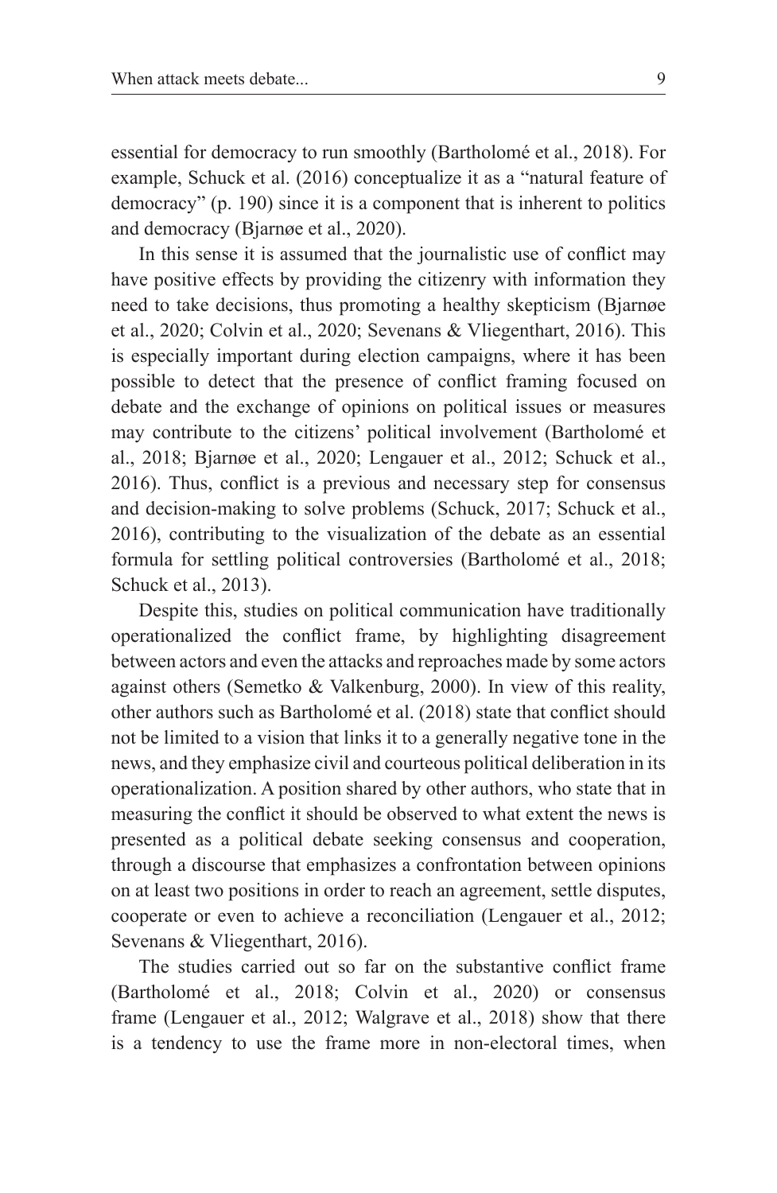essential for democracy to run smoothly (Bartholomé et al., 2018). For example, Schuck et al. (2016) conceptualize it as a "natural feature of democracy" (p. 190) since it is a component that is inherent to politics and democracy (Bjarnøe et al., 2020).

In this sense it is assumed that the journalistic use of conflict may have positive effects by providing the citizenry with information they need to take decisions, thus promoting a healthy skepticism (Bjarnøe et al., 2020; Colvin et al., 2020; Sevenans & Vliegenthart, 2016). This is especially important during election campaigns, where it has been possible to detect that the presence of conflict framing focused on debate and the exchange of opinions on political issues or measures may contribute to the citizens' political involvement (Bartholomé et al., 2018; Bjarnøe et al., 2020; Lengauer et al., 2012; Schuck et al., 2016). Thus, conflict is a previous and necessary step for consensus and decision-making to solve problems (Schuck, 2017; Schuck et al., 2016), contributing to the visualization of the debate as an essential formula for settling political controversies (Bartholomé et al., 2018; Schuck et al., 2013).

Despite this, studies on political communication have traditionally operationalized the conflict frame, by highlighting disagreement between actors and even the attacks and reproaches made by some actors against others (Semetko & Valkenburg, 2000). In view of this reality, other authors such as Bartholomé et al. (2018) state that conflict should not be limited to a vision that links it to a generally negative tone in the news, and they emphasize civil and courteous political deliberation in its operationalization. A position shared by other authors, who state that in measuring the conflict it should be observed to what extent the news is presented as a political debate seeking consensus and cooperation, through a discourse that emphasizes a confrontation between opinions on at least two positions in order to reach an agreement, settle disputes, cooperate or even to achieve a reconciliation (Lengauer et al., 2012; Sevenans & Vliegenthart, 2016).

The studies carried out so far on the substantive conflict frame (Bartholomé et al., 2018; Colvin et al., 2020) or consensus frame (Lengauer et al., 2012; Walgrave et al., 2018) show that there is a tendency to use the frame more in non-electoral times, when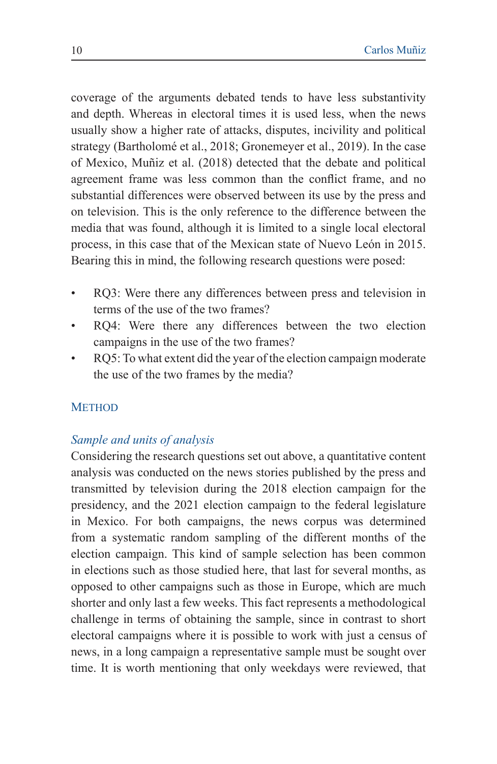coverage of the arguments debated tends to have less substantivity and depth. Whereas in electoral times it is used less, when the news usually show a higher rate of attacks, disputes, incivility and political strategy (Bartholomé et al., 2018; Gronemeyer et al., 2019). In the case of Mexico, Muñiz et al. (2018) detected that the debate and political agreement frame was less common than the conflict frame, and no substantial differences were observed between its use by the press and on television. This is the only reference to the difference between the media that was found, although it is limited to a single local electoral process, in this case that of the Mexican state of Nuevo León in 2015. Bearing this in mind, the following research questions were posed:

- RQ3: Were there any differences between press and television in terms of the use of the two frames?
- RQ4: Were there any differences between the two election campaigns in the use of the two frames?
- RQ5: To what extent did the year of the election campaign moderate the use of the two frames by the media?

## Method

### *Sample and units of analysis*

Considering the research questions set out above, a quantitative content analysis was conducted on the news stories published by the press and transmitted by television during the 2018 election campaign for the presidency, and the 2021 election campaign to the federal legislature in Mexico. For both campaigns, the news corpus was determined from a systematic random sampling of the different months of the election campaign. This kind of sample selection has been common in elections such as those studied here, that last for several months, as opposed to other campaigns such as those in Europe, which are much shorter and only last a few weeks. This fact represents a methodological challenge in terms of obtaining the sample, since in contrast to short electoral campaigns where it is possible to work with just a census of news, in a long campaign a representative sample must be sought over time. It is worth mentioning that only weekdays were reviewed, that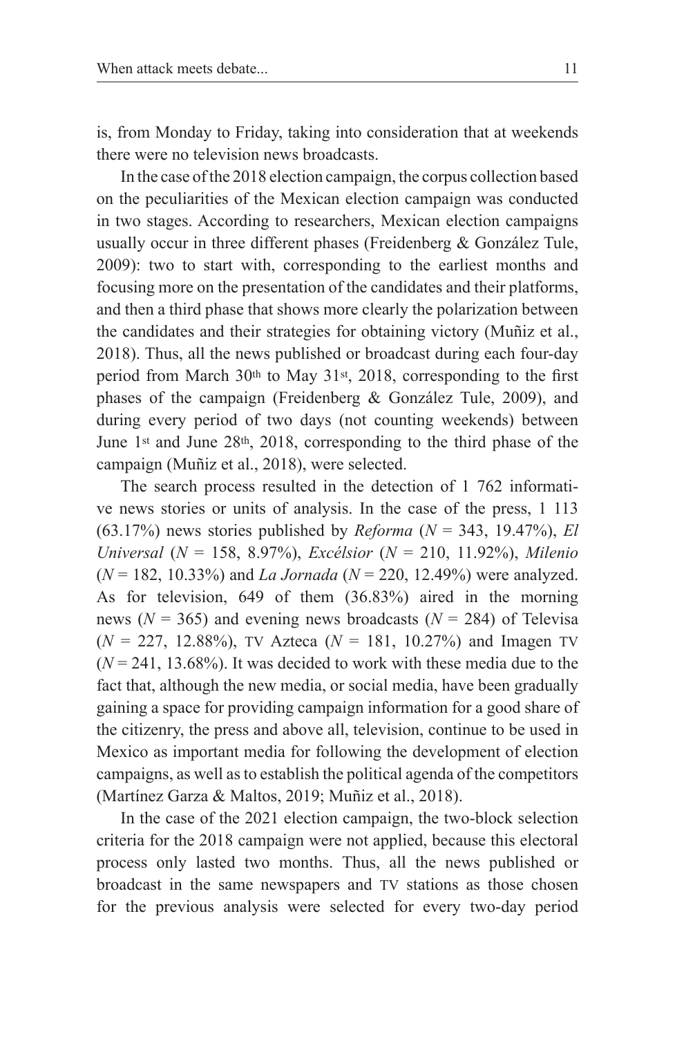is, from Monday to Friday, taking into consideration that at weekends there were no television news broadcasts.

In the case of the 2018 election campaign, the corpus collection based on the peculiarities of the Mexican election campaign was conducted in two stages. According to researchers, Mexican election campaigns usually occur in three different phases (Freidenberg & González Tule, 2009): two to start with, corresponding to the earliest months and focusing more on the presentation of the candidates and their platforms, and then a third phase that shows more clearly the polarization between the candidates and their strategies for obtaining victory (Muñiz et al., 2018). Thus, all the news published or broadcast during each four-day period from March 30th to May 31st, 2018, corresponding to the first phases of the campaign (Freidenberg & González Tule, 2009), and during every period of two days (not counting weekends) between June 1st and June 28th, 2018, corresponding to the third phase of the campaign (Muñiz et al., 2018), were selected.

The search process resulted in the detection of 1 762 informative news stories or units of analysis. In the case of the press, 1 113 (63.17%) news stories published by *Reforma* ($N$ = 343, 19.47%), *El Universal* ($N$ = 158, 8.97%), *Excélsior* ($N$ = 210, 11.92%), *Milenio* ($N$ = 182, 10.33%) and *La Jornada* ($N$ = 220, 12.49%) were analyzed. As for television, 649 of them (36.83%) aired in the morning news ($N$ = 365) and evening news broadcasts ($N$ = 284) of Televisa ($N$ = 227, 12.88%), TV Azteca ($N$ = 181, 10.27%) and Imagen TV ($N$ = 241, 13.68%). It was decided to work with these media due to the fact that, although the new media, or social media, have been gradually gaining a space for providing campaign information for a good share of the citizenry, the press and above all, television, continue to be used in Mexico as important media for following the development of election campaigns, as well as to establish the political agenda of the competitors (Martínez Garza & Maltos, 2019; Muñiz et al., 2018).

In the case of the 2021 election campaign, the two-block selection criteria for the 2018 campaign were not applied, because this electoral process only lasted two months. Thus, all the news published or broadcast in the same newspapers and TV stations as those chosen for the previous analysis were selected for every two-day period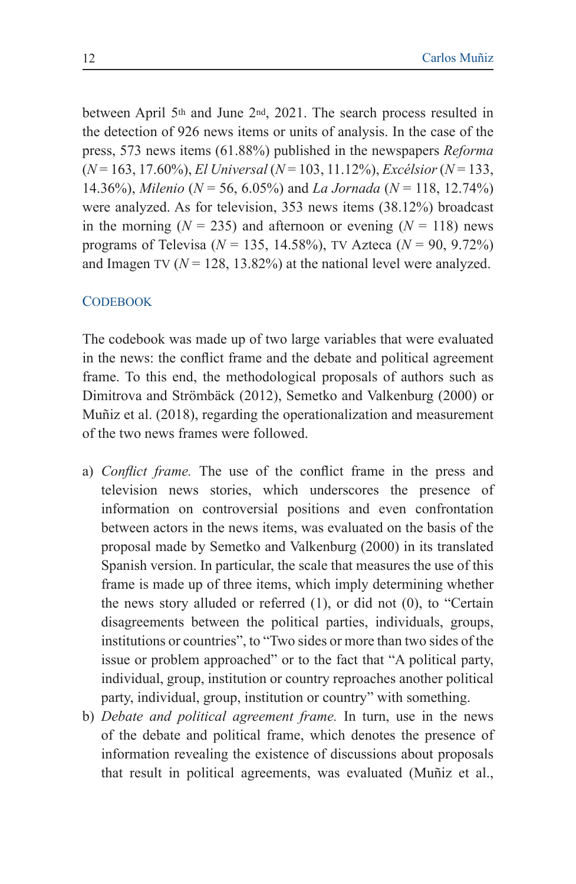between April 5th and June 2nd, 2021. The search process resulted in the detection of 926 news items or units of analysis. In the case of the press, 573 news items (61.88%) published in the newspapers *Reforma* ($N = 163$, 17.60%), *El Universal* ($N = 103$, 11.12%), *Excélsior* ($N = 133$, 14.36%), *Milenio* ($N = 56$, 6.05%) and *La Jornada* ($N = 118$, 12.74%) were analyzed. As for television, 353 news items (38.12%) broadcast in the morning ($N = 235$) and afternoon or evening ($N = 118$) news programs of Televisa ($N = 135$, 14.58%), TV Azteca ($N = 90$, 9.72%) and Imagen TV ($N = 128$, 13.82%) at the national level were analyzed.

## Codebook

The codebook was made up of two large variables that were evaluated in the news: the conflict frame and the debate and political agreement frame. To this end, the methodological proposals of authors such as Dimitrova and Strömbäck (2012), Semetko and Valkenburg (2000) or Muñiz et al. (2018), regarding the operationalization and measurement of the two news frames were followed.

a) *Conflict frame.* The use of the conflict frame in the press and television news stories, which underscores the presence of information on controversial positions and even confrontation between actors in the news items, was evaluated on the basis of the proposal made by Semetko and Valkenburg (2000) in its translated Spanish version. In particular, the scale that measures the use of this frame is made up of three items, which imply determining whether the news story alluded or referred (1), or did not (0), to "Certain disagreements between the political parties, individuals, groups, institutions or countries", to "Two sides or more than two sides of the issue or problem approached" or to the fact that "A political party, individual, group, institution or country reproaches another political party, individual, group, institution or country" with something.
b) *Debate and political agreement frame.* In turn, use in the news of the debate and political frame, which denotes the presence of information revealing the existence of discussions about proposals that result in political agreements, was evaluated (Muñiz et al.,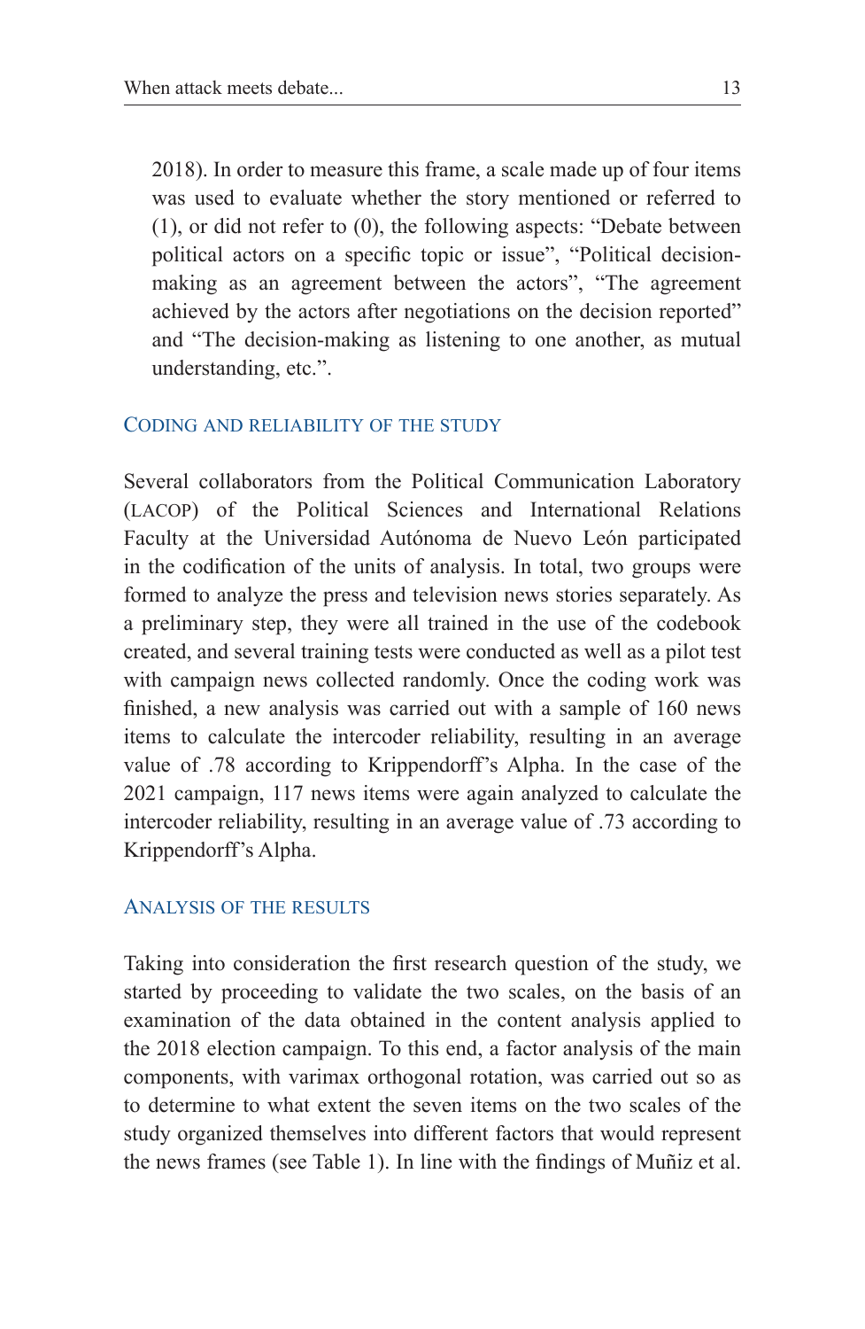2018). In order to measure this frame, a scale made up of four items was used to evaluate whether the story mentioned or referred to (1), or did not refer to (0), the following aspects: "Debate between political actors on a specific topic or issue", "Political decision-making as an agreement between the actors", "The agreement achieved by the actors after negotiations on the decision reported" and "The decision-making as listening to one another, as mutual understanding, etc.".

## Coding and reliability of the study

Several collaborators from the Political Communication Laboratory (LACOP) of the Political Sciences and International Relations Faculty at the Universidad Autónoma de Nuevo León participated in the codification of the units of analysis. In total, two groups were formed to analyze the press and television news stories separately. As a preliminary step, they were all trained in the use of the codebook created, and several training tests were conducted as well as a pilot test with campaign news collected randomly. Once the coding work was finished, a new analysis was carried out with a sample of 160 news items to calculate the intercoder reliability, resulting in an average value of .78 according to Krippendorff's Alpha. In the case of the 2021 campaign, 117 news items were again analyzed to calculate the intercoder reliability, resulting in an average value of .73 according to Krippendorff's Alpha.

## Analysis of the results

Taking into consideration the first research question of the study, we started by proceeding to validate the two scales, on the basis of an examination of the data obtained in the content analysis applied to the 2018 election campaign. To this end, a factor analysis of the main components, with varimax orthogonal rotation, was carried out so as to determine to what extent the seven items on the two scales of the study organized themselves into different factors that would represent the news frames (see Table 1). In line with the findings of Muñiz et al.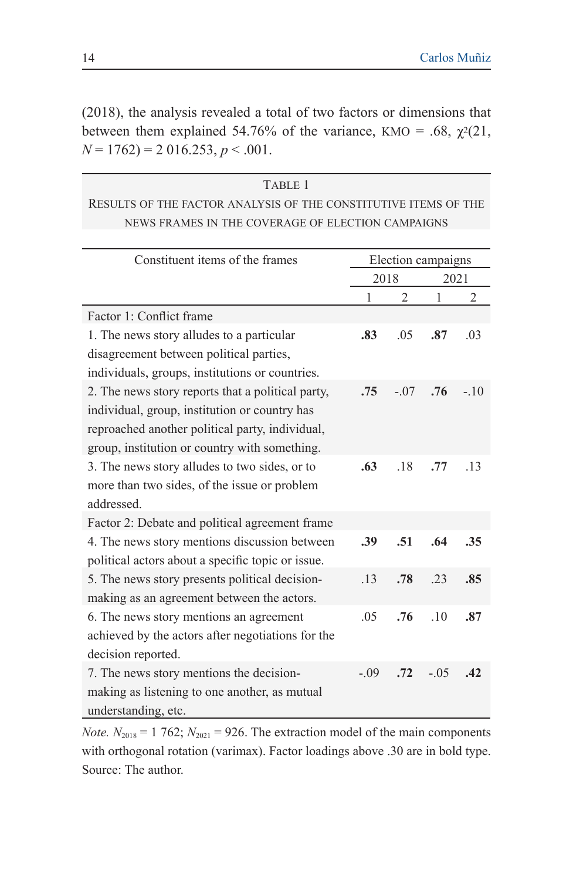(2018), the analysis revealed a total of two factors or dimensions that between them explained 54.76% of the variance, KMO = .68, $\chi^2(21, N = 1762) = 2\,016.253$, $p < .001$.

Table 1
Results of the factor analysis of the constitutive items of the news frames in the coverage of election campaigns

| Constituent items of the frames | Election campaigns | | | |
|---|---|---|---|---|
| | 2018 | | 2021 | |
| | 1 | 2 | 1 | 2 |
| Factor 1: Conflict frame | | | | |
| 1. The news story alludes to a particular disagreement between political parties, individuals, groups, institutions or countries. | **.83** | .05 | **.87** | .03 |
| 2. The news story reports that a political party, individual, group, institution or country has reproached another political party, individual, group, institution or country with something. | **.75** | -.07 | **.76** | -.10 |
| 3. The news story alludes to two sides, or to more than two sides, of the issue or problem addressed. | **.63** | .18 | **.77** | .13 |
| Factor 2: Debate and political agreement frame | | | | |
| 4. The news story mentions discussion between political actors about a specific topic or issue. | **.39** | **.51** | **.64** | **.35** |
| 5. The news story presents political decision-making as an agreement between the actors. | .13 | **.78** | .23 | **.85** |
| 6. The news story mentions an agreement achieved by the actors after negotiations for the decision reported. | .05 | **.76** | .10 | **.87** |
| 7. The news story mentions the decision-making as listening to one another, as mutual understanding, etc. | -.09 | **.72** | -.05 | **.42** |

*Note.* $N_{2018} = 1\,762$; $N_{2021} = 926$. The extraction model of the main components with orthogonal rotation (varimax). Factor loadings above .30 are in bold type.
Source: The author.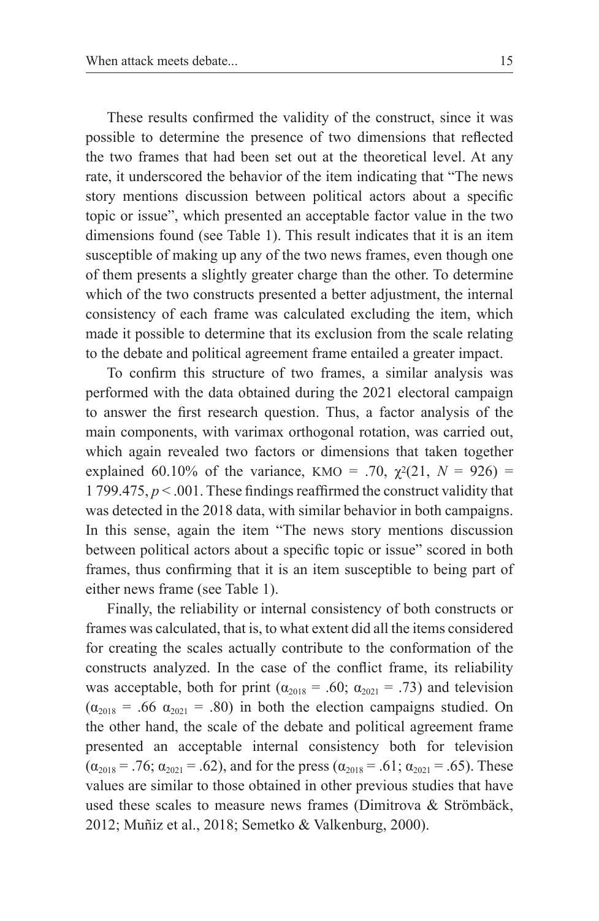These results confirmed the validity of the construct, since it was possible to determine the presence of two dimensions that reflected the two frames that had been set out at the theoretical level. At any rate, it underscored the behavior of the item indicating that "The news story mentions discussion between political actors about a specific topic or issue", which presented an acceptable factor value in the two dimensions found (see Table 1). This result indicates that it is an item susceptible of making up any of the two news frames, even though one of them presents a slightly greater charge than the other. To determine which of the two constructs presented a better adjustment, the internal consistency of each frame was calculated excluding the item, which made it possible to determine that its exclusion from the scale relating to the debate and political agreement frame entailed a greater impact.

To confirm this structure of two frames, a similar analysis was performed with the data obtained during the 2021 electoral campaign to answer the first research question. Thus, a factor analysis of the main components, with varimax orthogonal rotation, was carried out, which again revealed two factors or dimensions that taken together explained 60.10% of the variance, KMO = .70, $\chi^2(21, N = 926) = 1\,799.475$, $p < .001$. These findings reaffirmed the construct validity that was detected in the 2018 data, with similar behavior in both campaigns. In this sense, again the item "The news story mentions discussion between political actors about a specific topic or issue" scored in both frames, thus confirming that it is an item susceptible to being part of either news frame (see Table 1).

Finally, the reliability or internal consistency of both constructs or frames was calculated, that is, to what extent did all the items considered for creating the scales actually contribute to the conformation of the constructs analyzed. In the case of the conflict frame, its reliability was acceptable, both for print ($\alpha_{2018} = .60$; $\alpha_{2021} = .73$) and television ($\alpha_{2018} = .66$ $\alpha_{2021} = .80$) in both the election campaigns studied. On the other hand, the scale of the debate and political agreement frame presented an acceptable internal consistency both for television ($\alpha_{2018} = .76$; $\alpha_{2021} = .62$), and for the press ($\alpha_{2018} = .61$; $\alpha_{2021} = .65$). These values are similar to those obtained in other previous studies that have used these scales to measure news frames (Dimitrova & Strömbäck, 2012; Muñiz et al., 2018; Semetko & Valkenburg, 2000).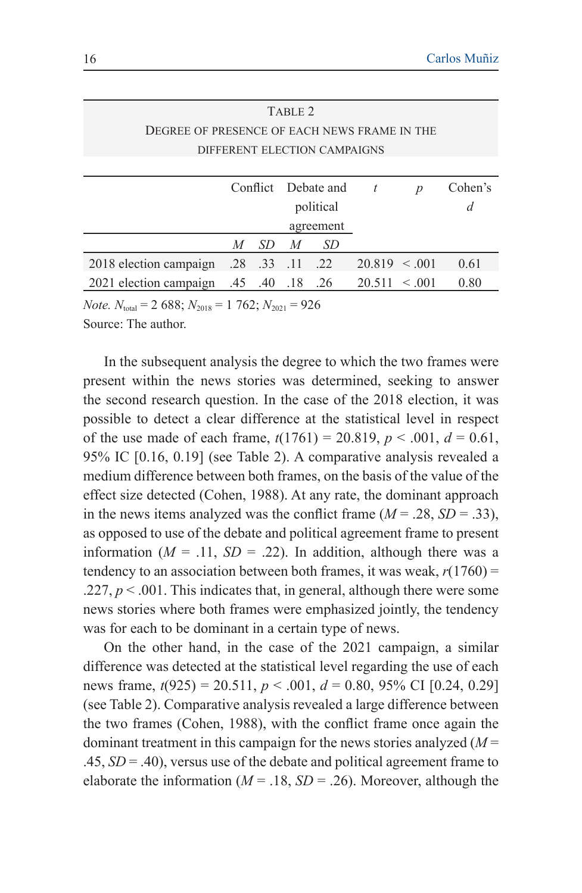Table 2
Degree of presence of each news frame in the different election campaigns

| | Conflict | | Debate and political agreement | | $t$ | $p$ | Cohen's $d$ |
|---|---|---|---|---|---|---|---|
| | $M$ | $SD$ | $M$ | $SD$ | | | |
| 2018 election campaign | .28 | .33 | .11 | .22 | 20.819 | < .001 | 0.61 |
| 2021 election campaign | .45 | .40 | .18 | .26 | 20.511 | < .001 | 0.80 |

*Note.* $N_{total}$ = 2 688; $N_{2018}$ = 1 762; $N_{2021}$ = 926
Source: The author.

In the subsequent analysis the degree to which the two frames were present within the news stories was determined, seeking to answer the second research question. In the case of the 2018 election, it was possible to detect a clear difference at the statistical level in respect of the use made of each frame, $t(1761) = 20.819$, $p < .001$, $d = 0.61$, 95% IC [0.16, 0.19] (see Table 2). A comparative analysis revealed a medium difference between both frames, on the basis of the value of the effect size detected (Cohen, 1988). At any rate, the dominant approach in the news items analyzed was the conflict frame ($M = .28$, $SD = .33$), as opposed to use of the debate and political agreement frame to present information ($M = .11$, $SD = .22$). In addition, although there was a tendency to an association between both frames, it was weak, $r(1760) = .227$, $p < .001$. This indicates that, in general, although there were some news stories where both frames were emphasized jointly, the tendency was for each to be dominant in a certain type of news.

On the other hand, in the case of the 2021 campaign, a similar difference was detected at the statistical level regarding the use of each news frame, $t(925) = 20.511$, $p < .001$, $d = 0.80$, 95% CI [0.24, 0.29] (see Table 2). Comparative analysis revealed a large difference between the two frames (Cohen, 1988), with the conflict frame once again the dominant treatment in this campaign for the news stories analyzed ($M = .45$, $SD = .40$), versus use of the debate and political agreement frame to elaborate the information ($M = .18$, $SD = .26$). Moreover, although the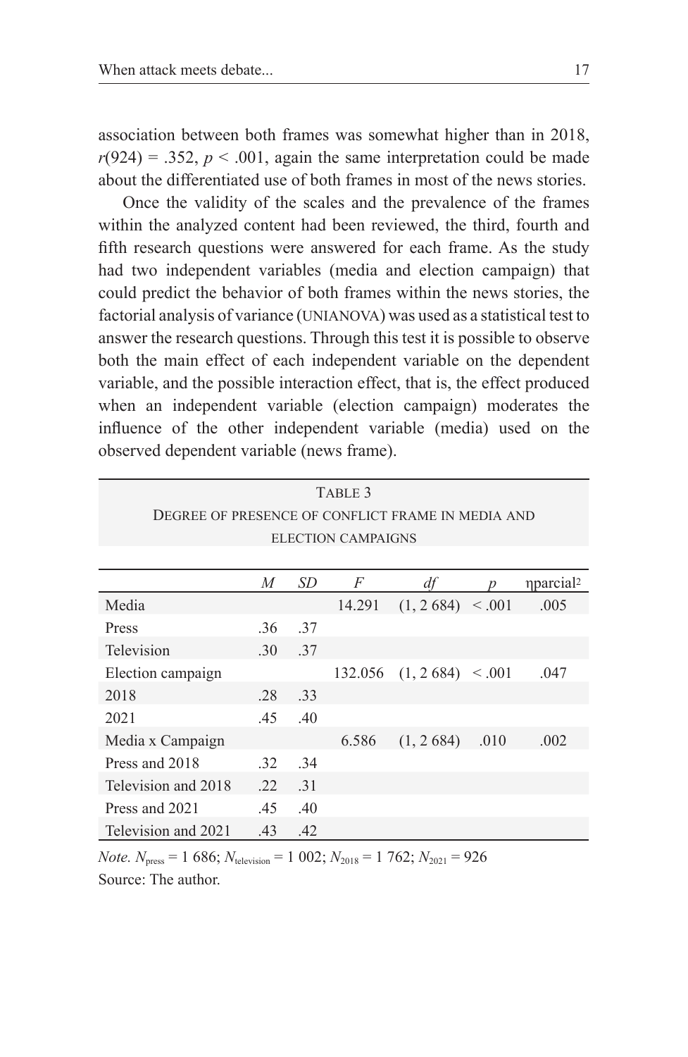association between both frames was somewhat higher than in 2018, $r(924) = .352$, $p < .001$, again the same interpretation could be made about the differentiated use of both frames in most of the news stories.

Once the validity of the scales and the prevalence of the frames within the analyzed content had been reviewed, the third, fourth and fifth research questions were answered for each frame. As the study had two independent variables (media and election campaign) that could predict the behavior of both frames within the news stories, the factorial analysis of variance (UNIANOVA) was used as a statistical test to answer the research questions. Through this test it is possible to observe both the main effect of each independent variable on the dependent variable, and the possible interaction effect, that is, the effect produced when an independent variable (election campaign) moderates the influence of the other independent variable (media) used on the observed dependent variable (news frame).

TABLE 3
DEGREE OF PRESENCE OF CONFLICT FRAME IN MEDIA AND ELECTION CAMPAIGNS

| | *M* | *SD* | *F* | *df* | *p* | $\eta_{parcial}^2$ |
|---|---|---|---|---|---|---|
| Media | | | 14.291 | (1, 2 684) | < .001 | .005 |
| Press | .36 | .37 | | | | |
| Television | .30 | .37 | | | | |
| Election campaign | | | 132.056 | (1, 2 684) | < .001 | .047 |
| 2018 | .28 | .33 | | | | |
| 2021 | .45 | .40 | | | | |
| Media x Campaign | | | 6.586 | (1, 2 684) | .010 | .002 |
| Press and 2018 | .32 | .34 | | | | |
| Television and 2018 | .22 | .31 | | | | |
| Press and 2021 | .45 | .40 | | | | |
| Television and 2021 | .43 | .42 | | | | |

*Note.* $N_{press} = 1\ 686$; $N_{television} = 1\ 002$; $N_{2018} = 1\ 762$; $N_{2021} = 926$

Source: The author.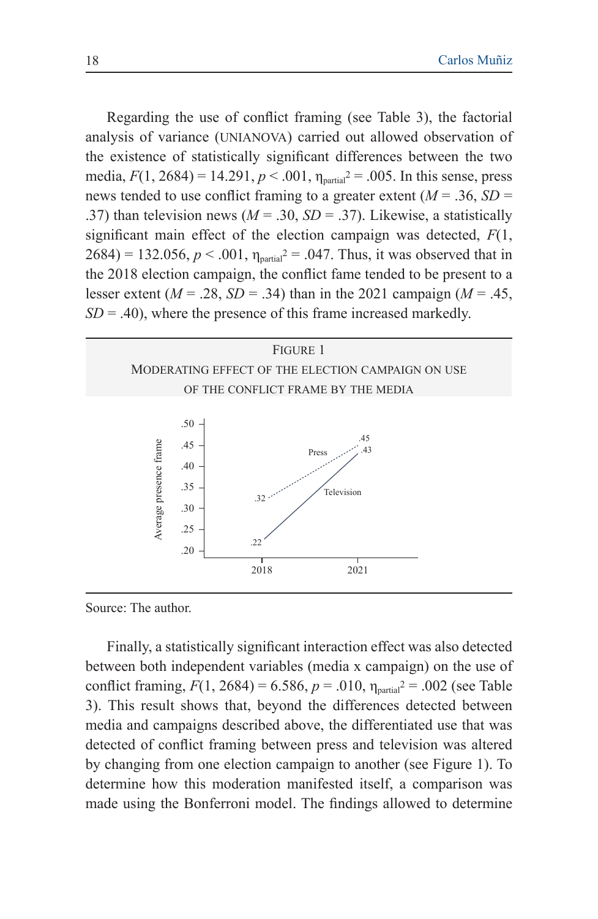Regarding the use of conflict framing (see Table 3), the factorial analysis of variance (UNIANOVA) carried out allowed observation of the existence of statistically significant differences between the two media, $F(1, 2684) = 14.291$, $p < .001$, $\eta_{partial}^2 = .005$. In this sense, press news tended to use conflict framing to a greater extent ($M = .36$, $SD = .37$) than television news ($M = .30$, $SD = .37$). Likewise, a statistically significant main effect of the election campaign was detected, $F(1, 2684) = 132.056$, $p < .001$, $\eta_{partial}^2 = .047$. Thus, it was observed that in the 2018 election campaign, the conflict fame tended to be present to a lesser extent ($M = .28$, $SD = .34$) than in the 2021 campaign ($M = .45$, $SD = .40$), where the presence of this frame increased markedly.

FIGURE 1
MODERATING EFFECT OF THE ELECTION CAMPAIGN ON USE OF THE CONFLICT FRAME BY THE MEDIA

Source: The author.

Finally, a statistically significant interaction effect was also detected between both independent variables (media x campaign) on the use of conflict framing, $F(1, 2684) = 6.586$, $p = .010$, $\eta_{partial}^2 = .002$ (see Table 3). This result shows that, beyond the differences detected between media and campaigns described above, the differentiated use that was detected of conflict framing between press and television was altered by changing from one election campaign to another (see Figure 1). To determine how this moderation manifested itself, a comparison was made using the Bonferroni model. The findings allowed to determine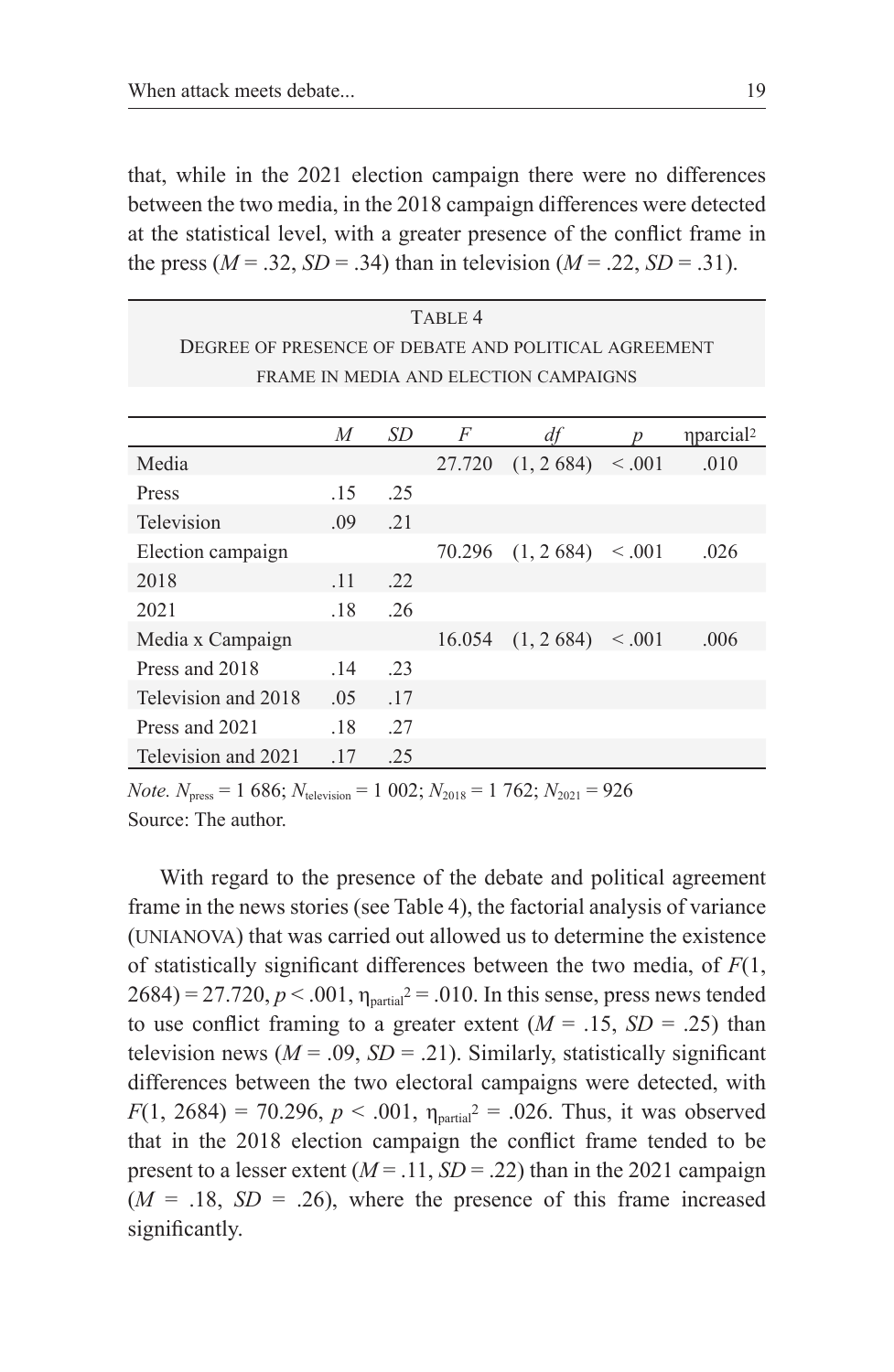that, while in the 2021 election campaign there were no differences between the two media, in the 2018 campaign differences were detected at the statistical level, with a greater presence of the conflict frame in the press (*M* = .32, *SD* = .34) than in television (*M* = .22, *SD* = .31).

Table 4
Degree of presence of debate and political agreement frame in media and election campaigns

| | *M* | *SD* | *F* | *df* | *p* | $\eta$parcial² |
|---|---|---|---|---|---|---|
| Media | | | 27.720 | (1, 2 684) | < .001 | .010 |
| Press | .15 | .25 | | | | |
| Television | .09 | .21 | | | | |
| Election campaign | | | 70.296 | (1, 2 684) | < .001 | .026 |
| 2018 | .11 | .22 | | | | |
| 2021 | .18 | .26 | | | | |
| Media x Campaign | | | 16.054 | (1, 2 684) | < .001 | .006 |
| Press and 2018 | .14 | .23 | | | | |
| Television and 2018 | .05 | .17 | | | | |
| Press and 2021 | .18 | .27 | | | | |
| Television and 2021 | .17 | .25 | | | | |

*Note.* $N_{press}$ = 1 686; $N_{television}$ = 1 002; $N_{2018}$ = 1 762; $N_{2021}$ = 926
Source: The author.

With regard to the presence of the debate and political agreement frame in the news stories (see Table 4), the factorial analysis of variance (UNIANOVA) that was carried out allowed us to determine the existence of statistically significant differences between the two media, of $F(1, 2684) = 27.720$, $p < .001$, $\eta_{partial}^2 = .010$. In this sense, press news tended to use conflict framing to a greater extent (*M* = .15, *SD* = .25) than television news (*M* = .09, *SD* = .21). Similarly, statistically significant differences between the two electoral campaigns were detected, with $F(1, 2684) = 70.296$, $p < .001$, $\eta_{partial}^2 = .026$. Thus, it was observed that in the 2018 election campaign the conflict frame tended to be present to a lesser extent (*M* = .11, *SD* = .22) than in the 2021 campaign (*M* = .18, *SD* = .26), where the presence of this frame increased significantly.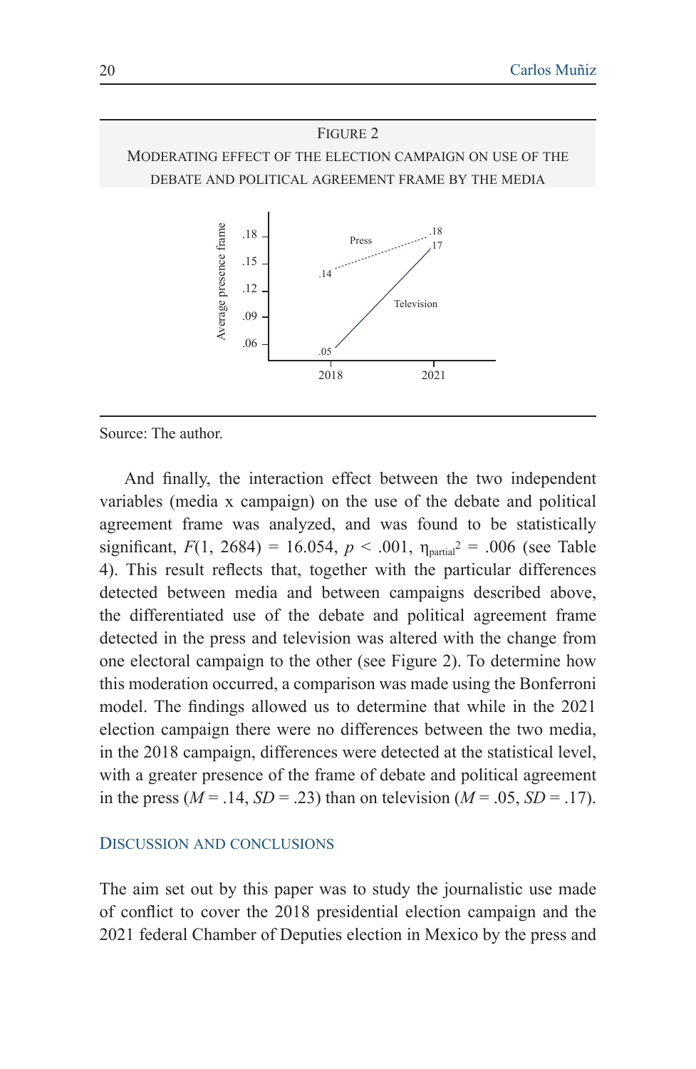FIGURE 2

MODERATING EFFECT OF THE ELECTION CAMPAIGN ON USE OF THE DEBATE AND POLITICAL AGREEMENT FRAME BY THE MEDIA

Source: The author.

And finally, the interaction effect between the two independent variables (media x campaign) on the use of the debate and political agreement frame was analyzed, and was found to be statistically significant, $F(1, 2684) = 16.054$, $p < .001$, $\eta_{partial}^2 = .006$ (see Table 4). This result reflects that, together with the particular differences detected between media and between campaigns described above, the differentiated use of the debate and political agreement frame detected in the press and television was altered with the change from one electoral campaign to the other (see Figure 2). To determine how this moderation occurred, a comparison was made using the Bonferroni model. The findings allowed us to determine that while in the 2021 election campaign there were no differences between the two media, in the 2018 campaign, differences were detected at the statistical level, with a greater presence of the frame of debate and political agreement in the press ($M = .14$, $SD = .23$) than on television ($M = .05$, $SD = .17$).

## DISCUSSION AND CONCLUSIONS

The aim set out by this paper was to study the journalistic use made of conflict to cover the 2018 presidential election campaign and the 2021 federal Chamber of Deputies election in Mexico by the press and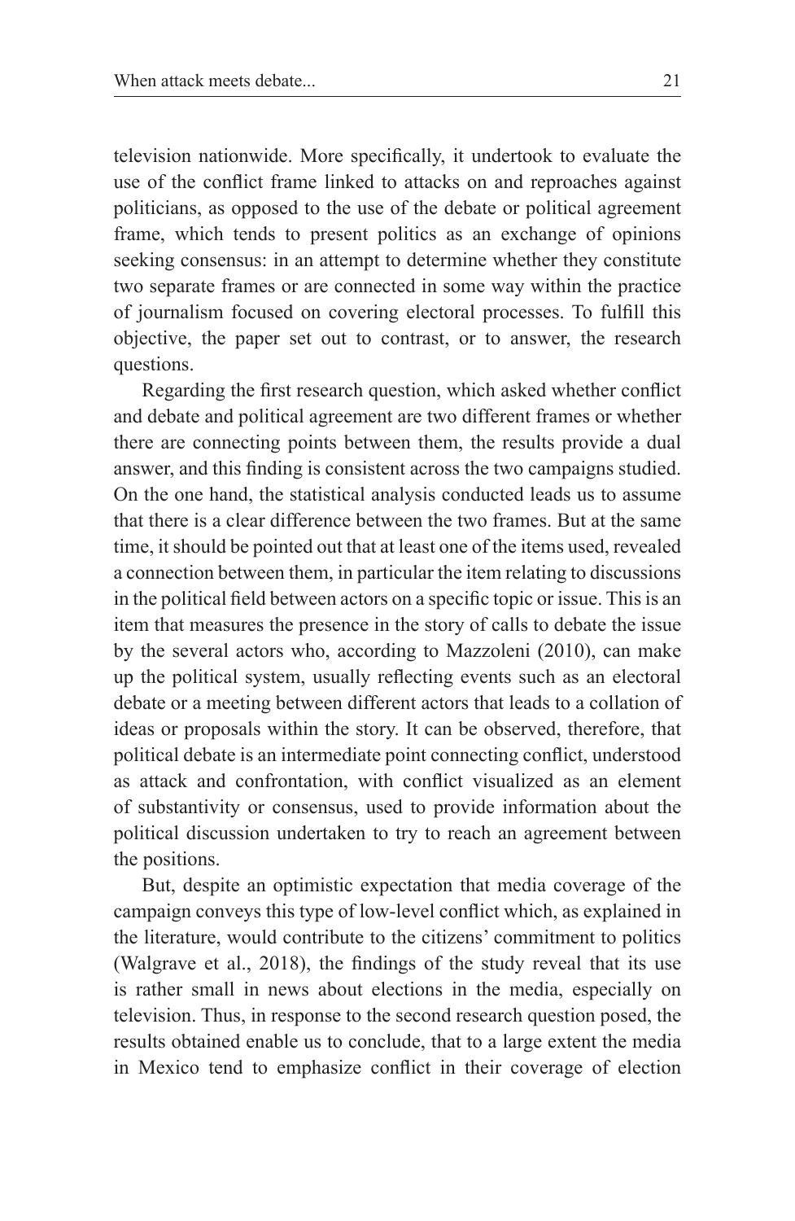television nationwide. More specifically, it undertook to evaluate the use of the conflict frame linked to attacks on and reproaches against politicians, as opposed to the use of the debate or political agreement frame, which tends to present politics as an exchange of opinions seeking consensus: in an attempt to determine whether they constitute two separate frames or are connected in some way within the practice of journalism focused on covering electoral processes. To fulfill this objective, the paper set out to contrast, or to answer, the research questions.

Regarding the first research question, which asked whether conflict and debate and political agreement are two different frames or whether there are connecting points between them, the results provide a dual answer, and this finding is consistent across the two campaigns studied. On the one hand, the statistical analysis conducted leads us to assume that there is a clear difference between the two frames. But at the same time, it should be pointed out that at least one of the items used, revealed a connection between them, in particular the item relating to discussions in the political field between actors on a specific topic or issue. This is an item that measures the presence in the story of calls to debate the issue by the several actors who, according to Mazzoleni (2010), can make up the political system, usually reflecting events such as an electoral debate or a meeting between different actors that leads to a collation of ideas or proposals within the story. It can be observed, therefore, that political debate is an intermediate point connecting conflict, understood as attack and confrontation, with conflict visualized as an element of substantivity or consensus, used to provide information about the political discussion undertaken to try to reach an agreement between the positions.

But, despite an optimistic expectation that media coverage of the campaign conveys this type of low-level conflict which, as explained in the literature, would contribute to the citizens' commitment to politics (Walgrave et al., 2018), the findings of the study reveal that its use is rather small in news about elections in the media, especially on television. Thus, in response to the second research question posed, the results obtained enable us to conclude, that to a large extent the media in Mexico tend to emphasize conflict in their coverage of election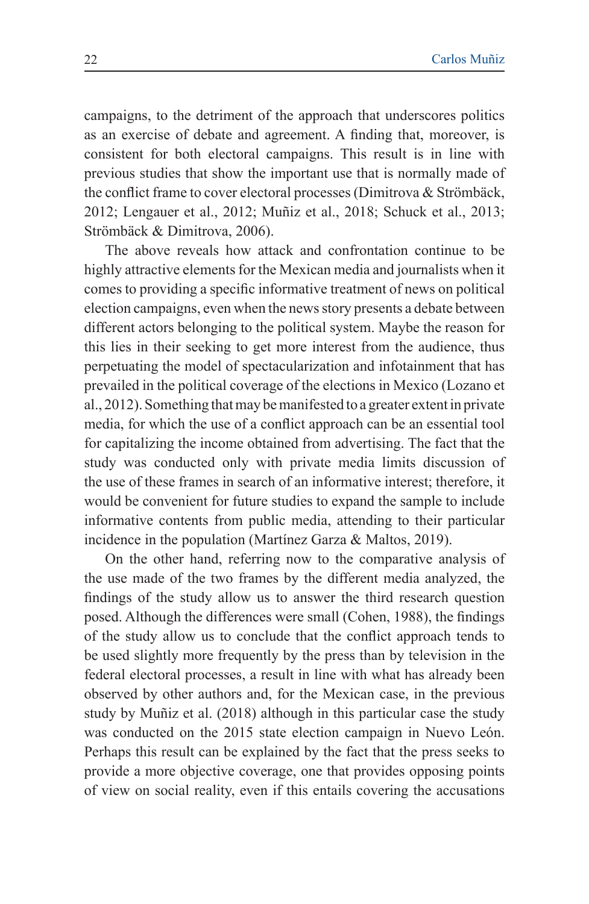campaigns, to the detriment of the approach that underscores politics as an exercise of debate and agreement. A finding that, moreover, is consistent for both electoral campaigns. This result is in line with previous studies that show the important use that is normally made of the conflict frame to cover electoral processes (Dimitrova & Strömbäck, 2012; Lengauer et al., 2012; Muñiz et al., 2018; Schuck et al., 2013; Strömbäck & Dimitrova, 2006).

The above reveals how attack and confrontation continue to be highly attractive elements for the Mexican media and journalists when it comes to providing a specific informative treatment of news on political election campaigns, even when the news story presents a debate between different actors belonging to the political system. Maybe the reason for this lies in their seeking to get more interest from the audience, thus perpetuating the model of spectacularization and infotainment that has prevailed in the political coverage of the elections in Mexico (Lozano et al., 2012). Something that may be manifested to a greater extent in private media, for which the use of a conflict approach can be an essential tool for capitalizing the income obtained from advertising. The fact that the study was conducted only with private media limits discussion of the use of these frames in search of an informative interest; therefore, it would be convenient for future studies to expand the sample to include informative contents from public media, attending to their particular incidence in the population (Martínez Garza & Maltos, 2019).

On the other hand, referring now to the comparative analysis of the use made of the two frames by the different media analyzed, the findings of the study allow us to answer the third research question posed. Although the differences were small (Cohen, 1988), the findings of the study allow us to conclude that the conflict approach tends to be used slightly more frequently by the press than by television in the federal electoral processes, a result in line with what has already been observed by other authors and, for the Mexican case, in the previous study by Muñiz et al. (2018) although in this particular case the study was conducted on the 2015 state election campaign in Nuevo León. Perhaps this result can be explained by the fact that the press seeks to provide a more objective coverage, one that provides opposing points of view on social reality, even if this entails covering the accusations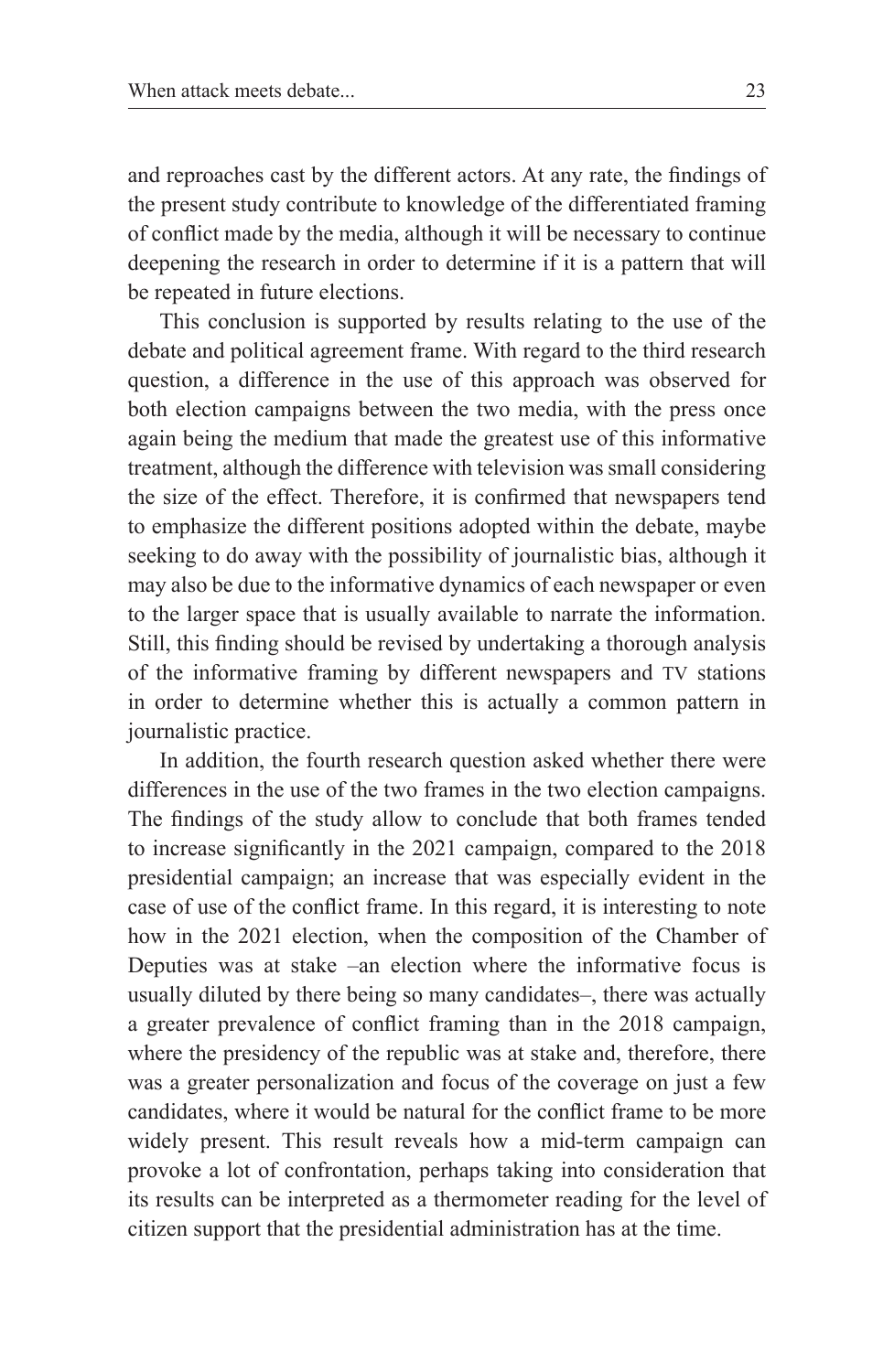and reproaches cast by the different actors. At any rate, the findings of the present study contribute to knowledge of the differentiated framing of conflict made by the media, although it will be necessary to continue deepening the research in order to determine if it is a pattern that will be repeated in future elections.

This conclusion is supported by results relating to the use of the debate and political agreement frame. With regard to the third research question, a difference in the use of this approach was observed for both election campaigns between the two media, with the press once again being the medium that made the greatest use of this informative treatment, although the difference with television was small considering the size of the effect. Therefore, it is confirmed that newspapers tend to emphasize the different positions adopted within the debate, maybe seeking to do away with the possibility of journalistic bias, although it may also be due to the informative dynamics of each newspaper or even to the larger space that is usually available to narrate the information. Still, this finding should be revised by undertaking a thorough analysis of the informative framing by different newspapers and TV stations in order to determine whether this is actually a common pattern in journalistic practice.

In addition, the fourth research question asked whether there were differences in the use of the two frames in the two election campaigns. The findings of the study allow to conclude that both frames tended to increase significantly in the 2021 campaign, compared to the 2018 presidential campaign; an increase that was especially evident in the case of use of the conflict frame. In this regard, it is interesting to note how in the 2021 election, when the composition of the Chamber of Deputies was at stake –an election where the informative focus is usually diluted by there being so many candidates–, there was actually a greater prevalence of conflict framing than in the 2018 campaign, where the presidency of the republic was at stake and, therefore, there was a greater personalization and focus of the coverage on just a few candidates, where it would be natural for the conflict frame to be more widely present. This result reveals how a mid-term campaign can provoke a lot of confrontation, perhaps taking into consideration that its results can be interpreted as a thermometer reading for the level of citizen support that the presidential administration has at the time.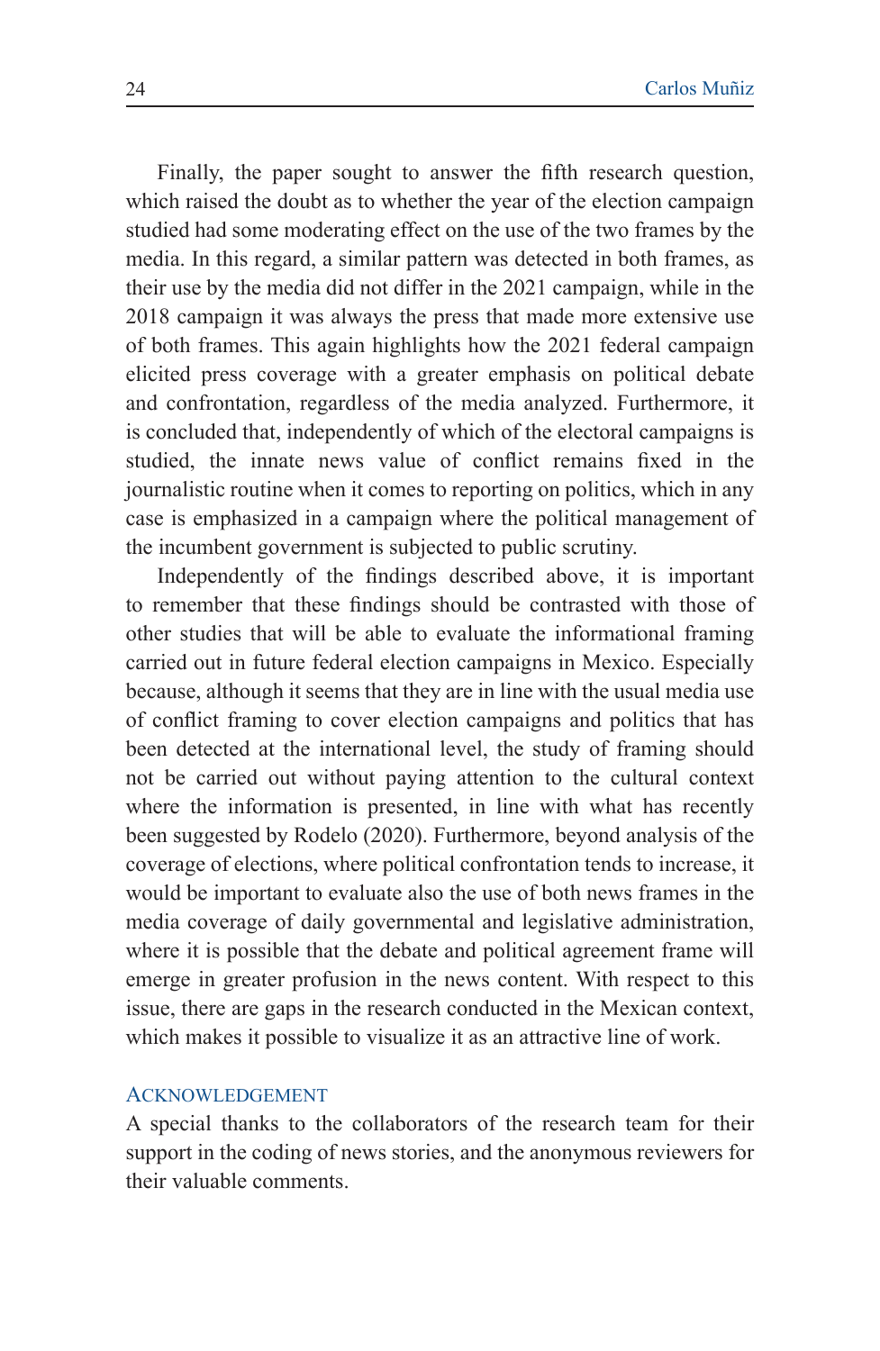Finally, the paper sought to answer the fifth research question, which raised the doubt as to whether the year of the election campaign studied had some moderating effect on the use of the two frames by the media. In this regard, a similar pattern was detected in both frames, as their use by the media did not differ in the 2021 campaign, while in the 2018 campaign it was always the press that made more extensive use of both frames. This again highlights how the 2021 federal campaign elicited press coverage with a greater emphasis on political debate and confrontation, regardless of the media analyzed. Furthermore, it is concluded that, independently of which of the electoral campaigns is studied, the innate news value of conflict remains fixed in the journalistic routine when it comes to reporting on politics, which in any case is emphasized in a campaign where the political management of the incumbent government is subjected to public scrutiny.

Independently of the findings described above, it is important to remember that these findings should be contrasted with those of other studies that will be able to evaluate the informational framing carried out in future federal election campaigns in Mexico. Especially because, although it seems that they are in line with the usual media use of conflict framing to cover election campaigns and politics that has been detected at the international level, the study of framing should not be carried out without paying attention to the cultural context where the information is presented, in line with what has recently been suggested by Rodelo (2020). Furthermore, beyond analysis of the coverage of elections, where political confrontation tends to increase, it would be important to evaluate also the use of both news frames in the media coverage of daily governmental and legislative administration, where it is possible that the debate and political agreement frame will emerge in greater profusion in the news content. With respect to this issue, there are gaps in the research conducted in the Mexican context, which makes it possible to visualize it as an attractive line of work.

## Acknowledgement

A special thanks to the collaborators of the research team for their support in the coding of news stories, and the anonymous reviewers for their valuable comments.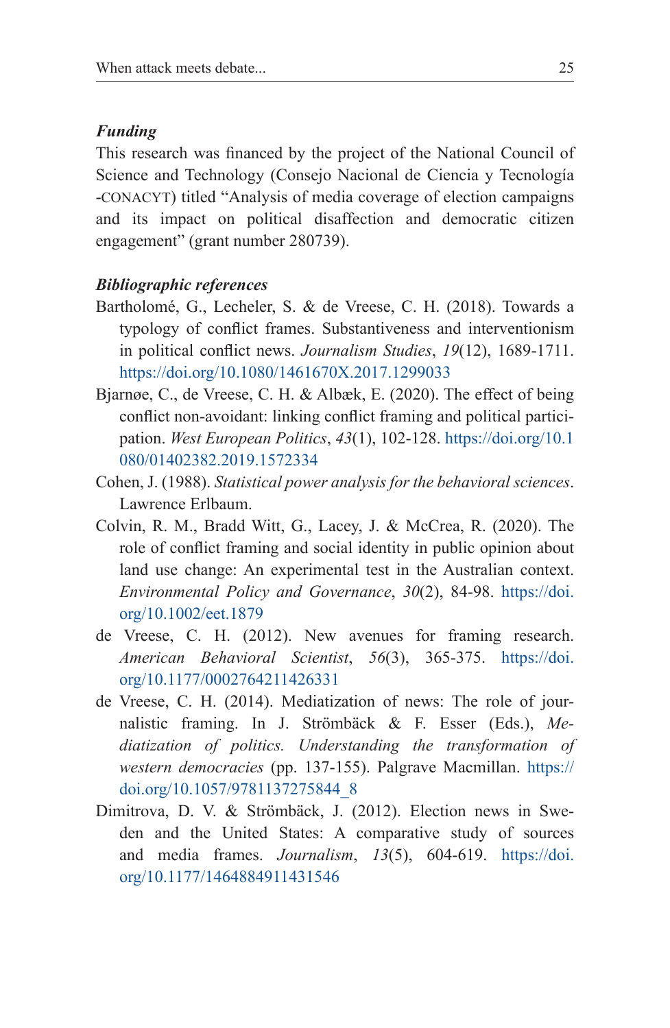### *Funding*

This research was financed by the project of the National Council of Science and Technology (Consejo Nacional de Ciencia y Tecnología -CONACYT) titled "Analysis of media coverage of election campaigns and its impact on political disaffection and democratic citizen engagement" (grant number 280739).

### *Bibliographic references*

Bartholomé, G., Lecheler, S. & de Vreese, C. H. (2018). Towards a typology of conflict frames. Substantiveness and interventionism in political conflict news. *Journalism Studies*, *19*(12), 1689-1711. https://doi.org/10.1080/1461670X.2017.1299033

Bjarnøe, C., de Vreese, C. H. & Albæk, E. (2020). The effect of being conflict non-avoidant: linking conflict framing and political participation. *West European Politics*, *43*(1), 102-128. https://doi.org/10.1080/01402382.2019.1572334

Cohen, J. (1988). *Statistical power analysis for the behavioral sciences*. Lawrence Erlbaum.

Colvin, R. M., Bradd Witt, G., Lacey, J. & McCrea, R. (2020). The role of conflict framing and social identity in public opinion about land use change: An experimental test in the Australian context. *Environmental Policy and Governance*, *30*(2), 84-98. https://doi.org/10.1002/eet.1879

de Vreese, C. H. (2012). New avenues for framing research. *American Behavioral Scientist*, *56*(3), 365-375. https://doi.org/10.1177/0002764211426331

de Vreese, C. H. (2014). Mediatization of news: The role of journalistic framing. In J. Strömbäck & F. Esser (Eds.), *Mediatization of politics. Understanding the transformation of western democracies* (pp. 137-155). Palgrave Macmillan. https://doi.org/10.1057/9781137275844_8

Dimitrova, D. V. & Strömbäck, J. (2012). Election news in Sweden and the United States: A comparative study of sources and media frames. *Journalism*, *13*(5), 604-619. https://doi.org/10.1177/1464884911431546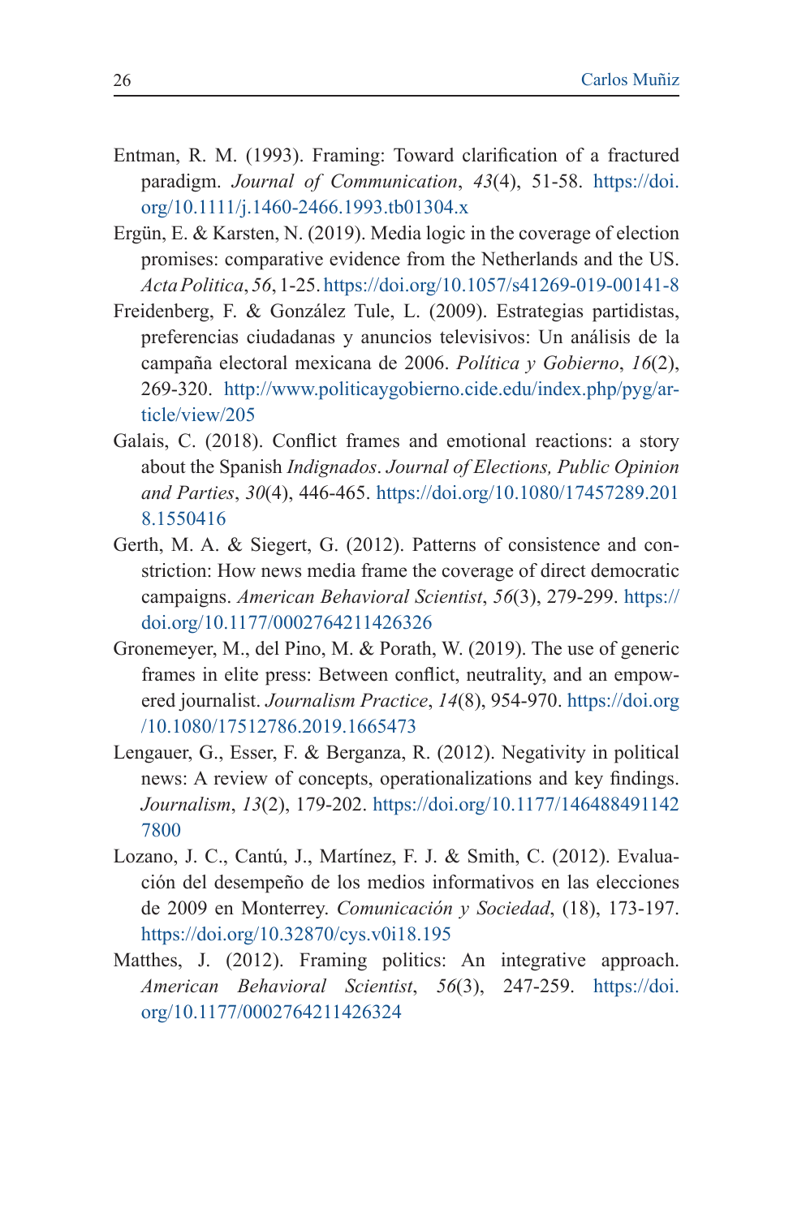Entman, R. M. (1993). Framing: Toward clarification of a fractured paradigm. *Journal of Communication*, *43*(4), 51-58. https://doi.org/10.1111/j.1460-2466.1993.tb01304.x

Ergün, E. & Karsten, N. (2019). Media logic in the coverage of election promises: comparative evidence from the Netherlands and the US. *Acta Politica*, *56*, 1-25. https://doi.org/10.1057/s41269-019-00141-8

Freidenberg, F. & González Tule, L. (2009). Estrategias partidistas, preferencias ciudadanas y anuncios televisivos: Un análisis de la campaña electoral mexicana de 2006. *Política y Gobierno*, *16*(2), 269-320. http://www.politicaygobierno.cide.edu/index.php/pyg/article/view/205

Galais, C. (2018). Conflict frames and emotional reactions: a story about the Spanish *Indignados*. *Journal of Elections, Public Opinion and Parties*, *30*(4), 446-465. https://doi.org/10.1080/17457289.2018.1550416

Gerth, M. A. & Siegert, G. (2012). Patterns of consistence and constriction: How news media frame the coverage of direct democratic campaigns. *American Behavioral Scientist*, *56*(3), 279-299. https://doi.org/10.1177/0002764211426326

Gronemeyer, M., del Pino, M. & Porath, W. (2019). The use of generic frames in elite press: Between conflict, neutrality, and an empowered journalist. *Journalism Practice*, *14*(8), 954-970. https://doi.org/10.1080/17512786.2019.1665473

Lengauer, G., Esser, F. & Berganza, R. (2012). Negativity in political news: A review of concepts, operationalizations and key findings. *Journalism*, *13*(2), 179-202. https://doi.org/10.1177/1464884911427800

Lozano, J. C., Cantú, J., Martínez, F. J. & Smith, C. (2012). Evaluación del desempeño de los medios informativos en las elecciones de 2009 en Monterrey. *Comunicación y Sociedad*, (18), 173-197. https://doi.org/10.32870/cys.v0i18.195

Matthes, J. (2012). Framing politics: An integrative approach. *American Behavioral Scientist*, *56*(3), 247-259. https://doi.org/10.1177/0002764211426324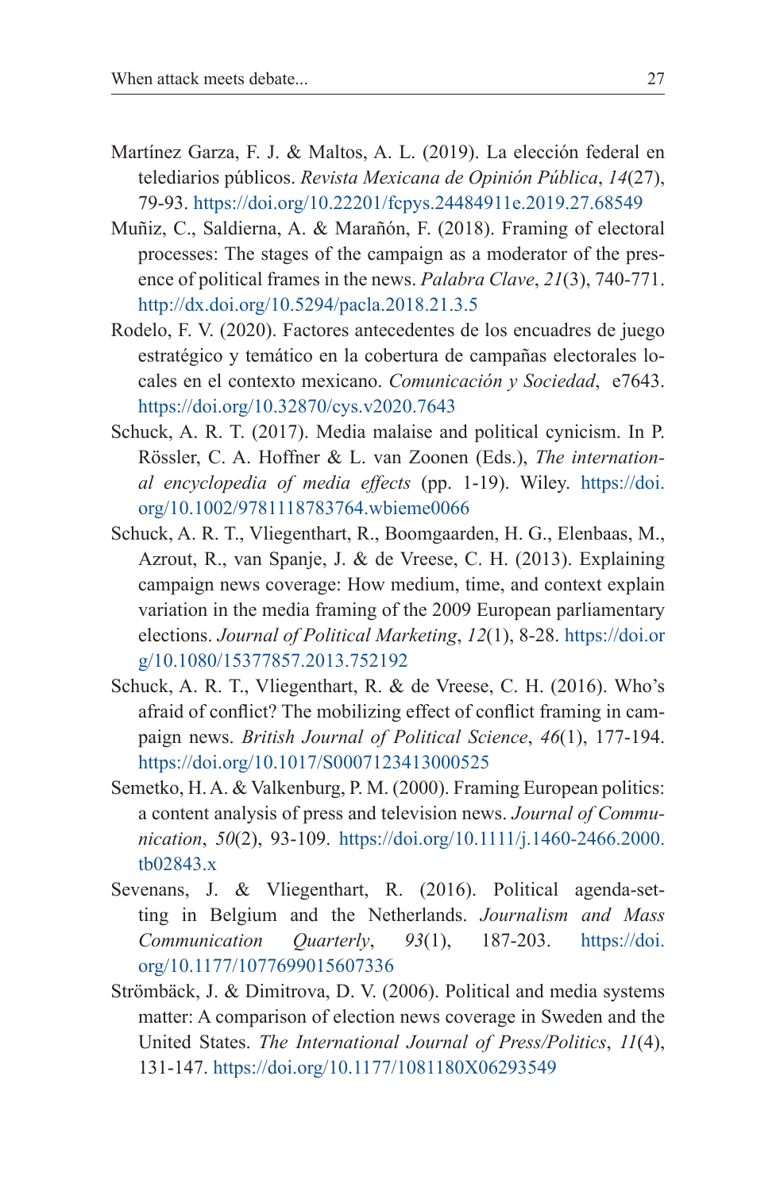Martínez Garza, F. J. & Maltos, A. L. (2019). La elección federal en telediarios públicos. *Revista Mexicana de Opinión Pública*, *14*(27), 79-93. https://doi.org/10.22201/fcpys.24484911e.2019.27.68549

Muñiz, C., Saldierna, A. & Marañón, F. (2018). Framing of electoral processes: The stages of the campaign as a moderator of the presence of political frames in the news. *Palabra Clave*, *21*(3), 740-771. http://dx.doi.org/10.5294/pacla.2018.21.3.5

Rodelo, F. V. (2020). Factores antecedentes de los encuadres de juego estratégico y temático en la cobertura de campañas electorales locales en el contexto mexicano. *Comunicación y Sociedad*, e7643. https://doi.org/10.32870/cys.v2020.7643

Schuck, A. R. T. (2017). Media malaise and political cynicism. In P. Rössler, C. A. Hoffner & L. van Zoonen (Eds.), *The international encyclopedia of media effects* (pp. 1-19). Wiley. https://doi.org/10.1002/9781118783764.wbieme0066

Schuck, A. R. T., Vliegenthart, R., Boomgaarden, H. G., Elenbaas, M., Azrout, R., van Spanje, J. & de Vreese, C. H. (2013). Explaining campaign news coverage: How medium, time, and context explain variation in the media framing of the 2009 European parliamentary elections. *Journal of Political Marketing*, *12*(1), 8-28. https://doi.org/10.1080/15377857.2013.752192

Schuck, A. R. T., Vliegenthart, R. & de Vreese, C. H. (2016). Who's afraid of conflict? The mobilizing effect of conflict framing in campaign news. *British Journal of Political Science*, *46*(1), 177-194. https://doi.org/10.1017/S0007123413000525

Semetko, H. A. & Valkenburg, P. M. (2000). Framing European politics: a content analysis of press and television news. *Journal of Communication*, *50*(2), 93-109. https://doi.org/10.1111/j.1460-2466.2000.tb02843.x

Sevenans, J. & Vliegenthart, R. (2016). Political agenda-setting in Belgium and the Netherlands. *Journalism and Mass Communication Quarterly*, *93*(1), 187-203. https://doi.org/10.1177/1077699015607336

Strömbäck, J. & Dimitrova, D. V. (2006). Political and media systems matter: A comparison of election news coverage in Sweden and the United States. *The International Journal of Press/Politics*, *11*(4), 131-147. https://doi.org/10.1177/1081180X06293549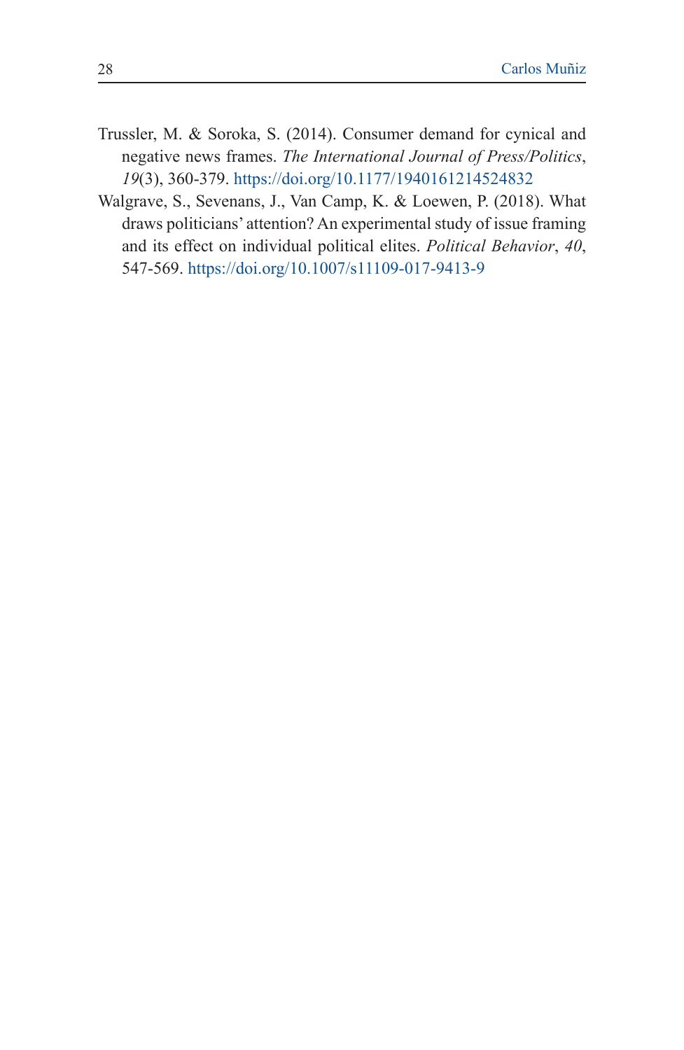Trussler, M. & Soroka, S. (2014). Consumer demand for cynical and negative news frames. *The International Journal of Press/Politics*, *19*(3), 360-379. https://doi.org/10.1177/1940161214524832

Walgrave, S., Sevenans, J., Van Camp, K. & Loewen, P. (2018). What draws politicians' attention? An experimental study of issue framing and its effect on individual political elites. *Political Behavior*, *40*, 547-569. https://doi.org/10.1007/s11109-017-9413-9